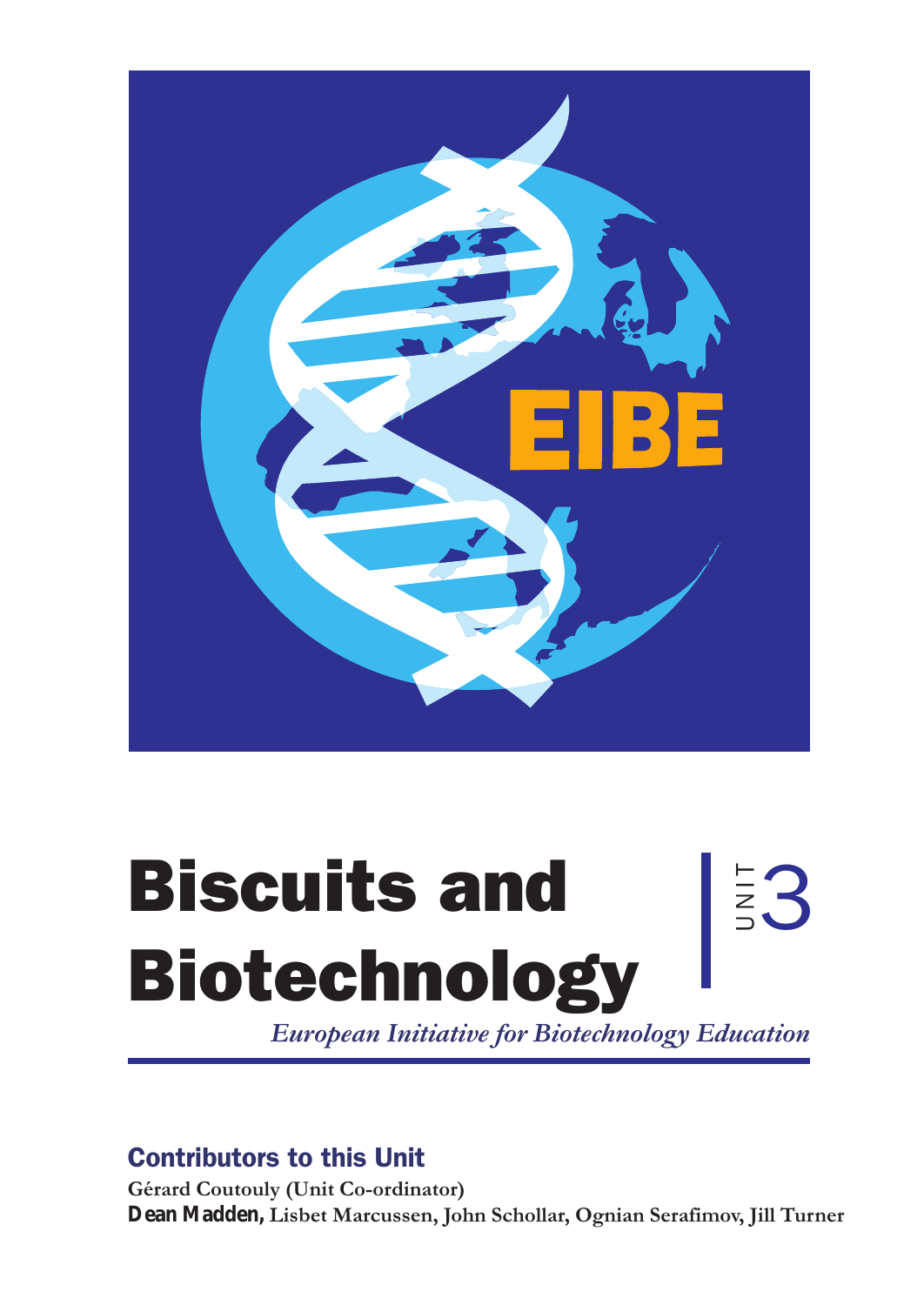# Biscuits and Biotechnology

UNIT 3

*European Initiative for Biotechnology Education*

## Contributors to this Unit

**Gérard Coutouly (Unit Co-ordinator)**

**Dean Madden, Lisbet Marcussen, John Schollar, Ognian Serafimov, Jill Turner**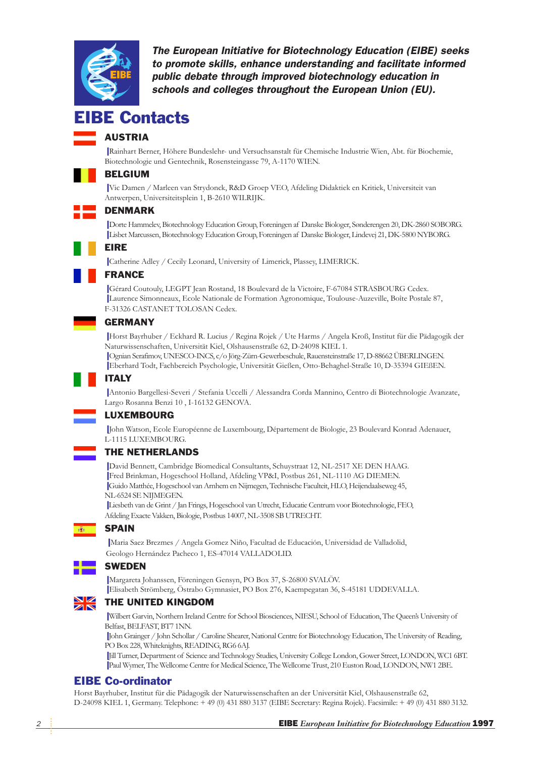***The European Initiative for Biotechnology Education (EIBE) seeks to promote skills, enhance understanding and facilitate informed public debate through improved biotechnology education in schools and colleges throughout the European Union (EU).***

# EIBE Contacts

## AUSTRIA

Rainhart Berner, Höhere Bundeslehr- und Versuchsanstalt für Chemische Industrie Wien, Abt. für Biochemie, Biotechnologie und Gentechnik, Rosensteingasse 79, A-1170 WIEN.

## BELGIUM

Vic Damen / Marleen van Strydonck, R&D Groep VEO, Afdeling Didaktiek en Kritiek, Universiteit van Antwerpen, Universiteitsplein 1, B-2610 WILRIJK.

## DENMARK

Dorte Hammelev, Biotechnology Education Group, Foreningen af Danske Biologer, Sønderengen 20, DK-2860 SØBORG.
Lisbet Marcussen, Biotechnology Education Group, Foreningen af Danske Biologer, Lindevej 21, DK-5800 NYBORG.

## EIRE

Catherine Adley / Cecily Leonard, University of Limerick, Plassey, LIMERICK.

## FRANCE

Gérard Coutouly, LEGPT Jean Rostand, 18 Boulevard de la Victoire, F-67084 STRASBOURG Cedex.
Laurence Simonneaux, Ecole Nationale de Formation Agronomique, Toulouse-Auzeville, Boîte Postale 87, F-31326 CASTANET TOLOSAN Cedex.

## GERMANY

Horst Bayrhuber / Eckhard R. Lucius / Regina Rojek / Ute Harms / Angela Kroß, Institut für die Pädagogik der Naturwissenschaften, Universität Kiel, Olshausenstraße 62, D-24098 KIEL 1.
Ognian Serafimov, UNESCO-INCS, c/o Jörg-Zürn-Gewerbeschule, Rauensteinstraße 17, D-88662 ÜBERLINGEN.
Eberhard Todt, Fachbereich Psychologie, Universität Gießen, Otto-Behaghel-Straße 10, D-35394 GIEßEN.

## ITALY

Antonio Bargellesi-Severi / Stefania Uccelli / Alessandra Corda Mannino, Centro di Biotechnologie Avanzate, Largo Rosanna Benzi 10 , I-16132 GENOVA.

## LUXEMBOURG

John Watson, Ecole Européenne de Luxembourg, Département de Biologie, 23 Boulevard Konrad Adenauer, L-1115 LUXEMBOURG.

## THE NETHERLANDS

David Bennett, Cambridge Biomedical Consultants, Schuystraat 12, NL-2517 XE DEN HAAG.
Fred Brinkman, Hogeschool Holland, Afdeling VP&I, Postbus 261, NL-1110 AG DIEMEN.
Guido Matthée, Hogeschool van Arnhem en Nijmegen, Technische Faculteit, HLO, Heijendaalseweg 45, NL-6524 SE NIJMEGEN.
Liesbeth van de Grint / Jan Frings, Hogeschool van Utrecht, Educatie Centrum voor Biotechnologie, FEO, Afdeling Exacte Vakken, Biologie, Postbus 14007, NL-3508 SB UTRECHT.

## SPAIN

Maria Saez Brezmes / Angela Gomez Niño, Facultad de Educación, Universidad de Valladolid, Geologo Hernández Pacheco 1, ES-47014 VALLADOLID.

## SWEDEN

Margareta Johanssen, Föreningen Gensyn, PO Box 37, S-26800 SVALÖV.
Elisabeth Strömberg, Östrabo Gymnasiet, PO Box 276, Kaempegatan 36, S-45181 UDDEVALLA.

## THE UNITED KINGDOM

Wilbert Garvin, Northern Ireland Centre for School Biosciences, NIESU, School of Education, The Queen's University of Belfast, BELFAST, BT7 1NN.
John Grainger / John Schollar / Caroline Shearer, National Centre for Biotechnology Education, The University of Reading, PO Box 228, Whiteknights, READING, RG6 6AJ.
Jill Turner, Department of Science and Technology Studies, University College London, Gower Street, LONDON, WC1 6BT.
Paul Wymer, The Wellcome Centre for Medical Science, The Wellcome Trust, 210 Euston Road, LONDON, NW1 2BE.

## EIBE Co-ordinator

Horst Bayrhuber, Institut für die Pädagogik der Naturwissenschaften an der Universität Kiel, Olshausenstraße 62, D-24098 KIEL 1, Germany. Telephone: + 49 (0) 431 880 3137 (EIBE Secretary: Regina Rojek). Facsimile: + 49 (0) 431 880 3132.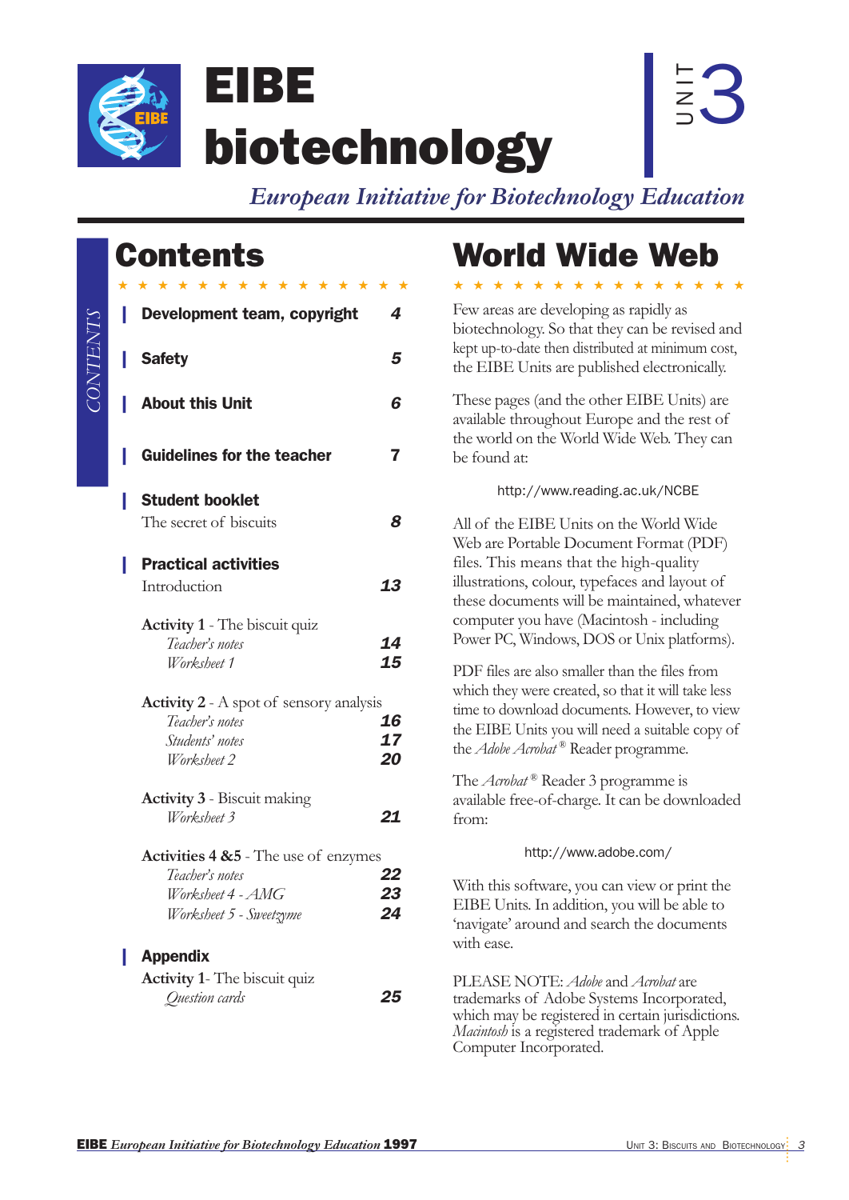# EIBE biotechnology

UNIT 3

*European Initiative for Biotechnology Education*

## Contents

| | |
|---|---|
| **Development team, copyright** | 4 |
| **Safety** | 5 |
| **About this Unit** | 6 |
| **Guidelines for the teacher** | 7 |
| **Student booklet** | |
| The secret of biscuits | 8 |
| **Practical activities** | |
| Introduction | 13 |
| **Activity 1** - The biscuit quiz | |
| *Teacher's notes* | 14 |
| *Worksheet 1* | 15 |
| **Activity 2** - A spot of sensory analysis | |
| *Teacher's notes* | 16 |
| *Students' notes* | 17 |
| *Worksheet 2* | 20 |
| **Activity 3** - Biscuit making | |
| *Worksheet 3* | 21 |
| **Activities 4 &5** - The use of enzymes | |
| *Teacher's notes* | 22 |
| *Worksheet 4 - AMG* | 23 |
| *Worksheet 5 - Sweetzyme* | 24 |
| **Appendix** | |
| **Activity 1**- The biscuit quiz | |
| *Question cards* | 25 |

## World Wide Web

Few areas are developing as rapidly as biotechnology. So that they can be revised and kept up-to-date then distributed at minimum cost, the EIBE Units are published electronically.

These pages (and the other EIBE Units) are available throughout Europe and the rest of the world on the World Wide Web. They can be found at:

http://www.reading.ac.uk/NCBE

All of the EIBE Units on the World Wide Web are Portable Document Format (PDF) files. This means that the high-quality illustrations, colour, typefaces and layout of these documents will be maintained, whatever computer you have (Macintosh - including Power PC, Windows, DOS or Unix platforms).

PDF files are also smaller than the files from which they were created, so that it will take less time to download documents. However, to view the EIBE Units you will need a suitable copy of the *Adobe Acrobat*® Reader programme.

The *Acrobat*® Reader 3 programme is available free-of-charge. It can be downloaded from:

http://www.adobe.com/

With this software, you can view or print the EIBE Units. In addition, you will be able to 'navigate' around and search the documents with ease.

PLEASE NOTE: *Adobe* and *Acrobat* are trademarks of Adobe Systems Incorporated, which may be registered in certain jurisdictions. *Macintosh* is a registered trademark of Apple Computer Incorporated.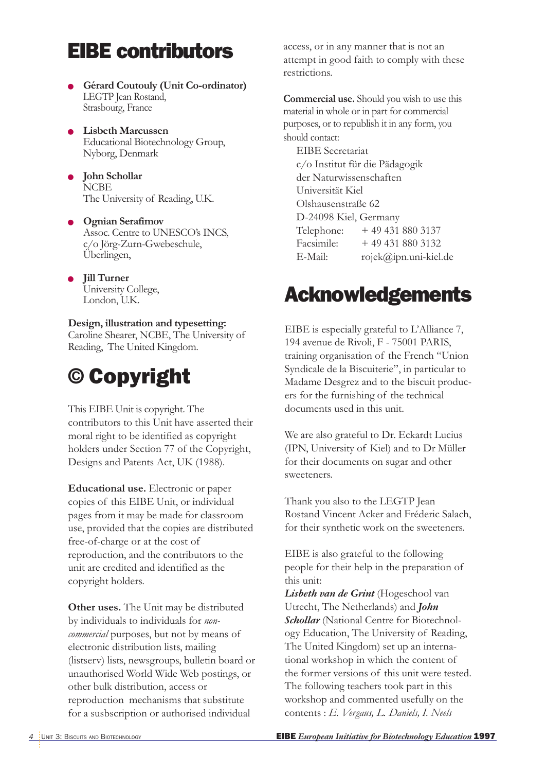# EIBE contributors

- **Gérard Coutouly (Unit Co-ordinator)**
  LEGTP Jean Rostand,
  Strasbourg, France

- **Lisbeth Marcussen**
  Educational Biotechnology Group,
  Nyborg, Denmark

- **John Schollar**
  NCBE
  The University of Reading, U.K.

- **Ognian Serafimov**
  Assoc. Centre to UNESCO's INCS,
  c/o Jörg-Zurn-Gwebeschule,
  Überlingen,

- **Jill Turner**
  University College,
  London, U.K.

**Design, illustration and typesetting:**
Caroline Shearer, NCBE, The University of Reading, The United Kingdom.

# © Copyright

This EIBE Unit is copyright. The contributors to this Unit have asserted their moral right to be identified as copyright holders under Section 77 of the Copyright, Designs and Patents Act, UK (1988).

**Educational use.** Electronic or paper copies of this EIBE Unit, or individual pages from it may be made for classroom use, provided that the copies are distributed free-of-charge or at the cost of reproduction, and the contributors to the unit are credited and identified as the copyright holders.

**Other uses.** The Unit may be distributed by individuals to individuals for *non-commercial* purposes, but not by means of electronic distribution lists, mailing (listserv) lists, newsgroups, bulletin board or unauthorised World Wide Web postings, or other bulk distribution, access or reproduction mechanisms that substitute for a susbscription or authorised individual access, or in any manner that is not an attempt in good faith to comply with these restrictions.

**Commercial use.** Should you wish to use this material in whole or in part for commercial purposes, or to republish it in any form, you should contact:

EIBE Secretariat
c/o Institut für die Pädagogik
der Naturwissenschaften
Universität Kiel
Olshausenstraße 62
D-24098 Kiel, Germany
Telephone: + 49 431 880 3137
Facsimile: + 49 431 880 3132
E-Mail: rojek@ipn.uni-kiel.de

# Acknowledgements

EIBE is especially grateful to L'Alliance 7, 194 avenue de Rivoli, F - 75001 PARIS, training organisation of the French "Union Syndicale de la Biscuiterie", in particular to Madame Desgrez and to the biscuit producers for the furnishing of the technical documents used in this unit.

We are also grateful to Dr. Eckardt Lucius (IPN, University of Kiel) and to Dr Müller for their documents on sugar and other sweeteners.

Thank you also to the LEGTP Jean Rostand Vincent Acker and Fréderic Salach, for their synthetic work on the sweeteners.

EIBE is also grateful to the following people for their help in the preparation of this unit:
***Lisbeth van de Grint*** (Hogeschool van Utrecht, The Netherlands) and ***John Schollar*** (National Centre for Biotechnology Education, The University of Reading, The United Kingdom) set up an international workshop in which the content of the former versions of this unit were tested. The following teachers took part in this workshop and commented usefully on the contents : *E. Vergaus, L. Daniels, I. Neels*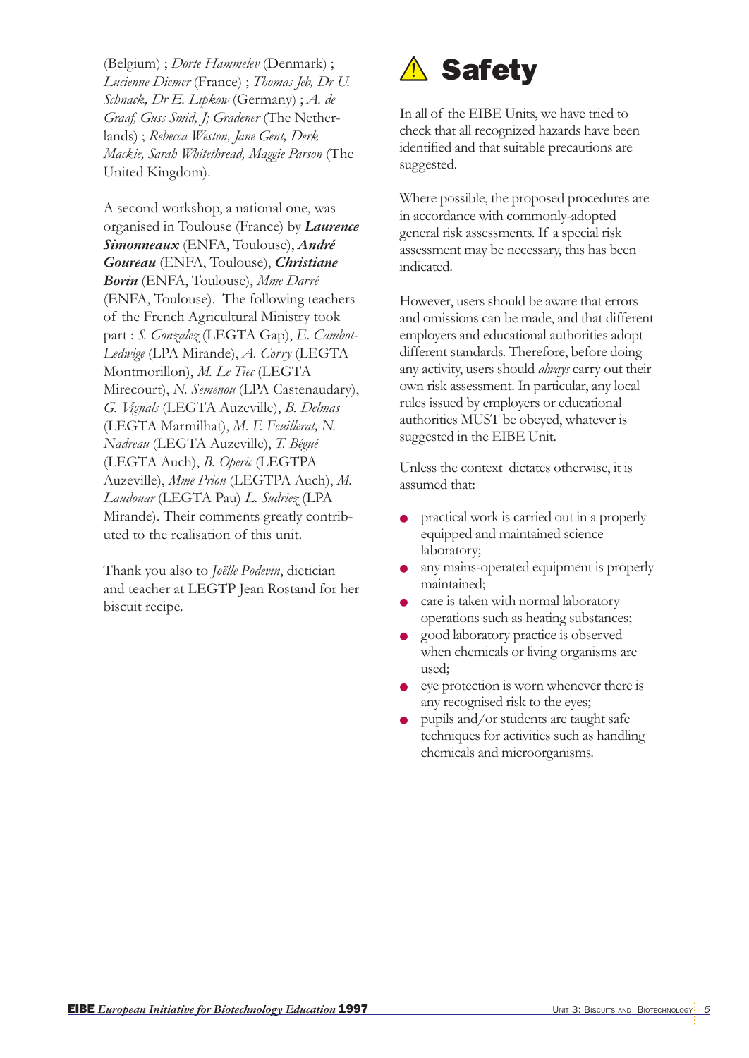(Belgium) ; *Dorte Hammelev* (Denmark) ; *Lucienne Diemer* (France) ; *Thomas Jeb, Dr U. Schnack, Dr E. Lipkow* (Germany) ; *A. de Graaf, Guss Smid, J; Gradener* (The Netherlands) ; *Rebecca Weston, Jane Gent, Derk Mackie, Sarah Whitethread, Maggie Parson* (The United Kingdom).

A second workshop, a national one, was organised in Toulouse (France) by ***Laurence Simonneaux*** (ENFA, Toulouse), ***André Goureau*** (ENFA, Toulouse), ***Christiane Borin*** (ENFA, Toulouse), *Mme Darré* (ENFA, Toulouse). The following teachers of the French Agricultural Ministry took part : *S. Gonzalez* (LEGTA Gap), *E. Cambot-Ledwige* (LPA Mirande), *A. Corry* (LEGTA Montmorillon), *M. Le Tiec* (LEGTA Mirecourt), *N. Semenou* (LPA Castenaudary), *G. Vignals* (LEGTA Auzeville), *B. Delmas* (LEGTA Marmilhat), *M. F. Feuillerat, N. Nadreau* (LEGTA Auzeville), *T. Bégué* (LEGTA Auch), *B. Operic* (LEGTPA Auzeville), *Mme Prion* (LEGTPA Auch), *M. Laudouar* (LEGTA Pau) *L. Sudriez* (LPA Mirande). Their comments greatly contributed to the realisation of this unit.

Thank you also to *Joëlle Podevin*, dietician and teacher at LEGTP Jean Rostand for her biscuit recipe.

# ⚠ Safety

In all of the EIBE Units, we have tried to check that all recognized hazards have been identified and that suitable precautions are suggested.

Where possible, the proposed procedures are in accordance with commonly-adopted general risk assessments. If a special risk assessment may be necessary, this has been indicated.

However, users should be aware that errors and omissions can be made, and that different employers and educational authorities adopt different standards. Therefore, before doing any activity, users should *always* carry out their own risk assessment. In particular, any local rules issued by employers or educational authorities MUST be obeyed, whatever is suggested in the EIBE Unit.

Unless the context dictates otherwise, it is assumed that:

- practical work is carried out in a properly equipped and maintained science laboratory;
- any mains-operated equipment is properly maintained;
- care is taken with normal laboratory operations such as heating substances;
- good laboratory practice is observed when chemicals or living organisms are used;
- eye protection is worn whenever there is any recognised risk to the eyes;
- pupils and/or students are taught safe techniques for activities such as handling chemicals and microorganisms.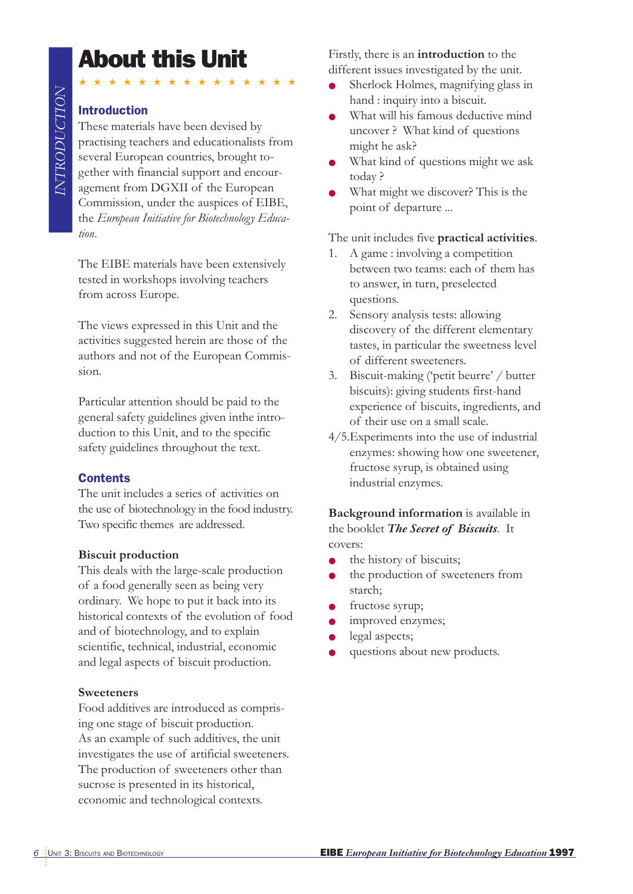# About this Unit

## Introduction

These materials have been devised by practising teachers and educationalists from several European countries, brought together with financial support and encouragement from DGXII of the European Commission, under the auspices of EIBE, the *European Initiative for Biotechnology Education*.

The EIBE materials have been extensively tested in workshops involving teachers from across Europe.

The views expressed in this Unit and the activities suggested herein are those of the authors and not of the European Commission.

Particular attention should be paid to the general safety guidelines given inthe introduction to this Unit, and to the specific safety guidelines throughout the text.

## Contents

The unit includes a series of activities on the use of biotechnology in the food industry. Two specific themes are addressed.

### Biscuit production

This deals with the large-scale production of a food generally seen as being very ordinary. We hope to put it back into its historical contexts of the evolution of food and of biotechnology, and to explain scientific, technical, industrial, economic and legal aspects of biscuit production.

### Sweeteners

Food additives are introduced as comprising one stage of biscuit production. As an example of such additives, the unit investigates the use of artificial sweeteners. The production of sweeteners other than sucrose is presented in its historical, economic and technological contexts.

Firstly, there is an **introduction** to the different issues investigated by the unit.

- Sherlock Holmes, magnifying glass in hand : inquiry into a biscuit.
- What will his famous deductive mind uncover ? What kind of questions might he ask?
- What kind of questions might we ask today ?
- What might we discover? This is the point of departure ...

The unit includes five **practical activities**.

1. A game : involving a competition between two teams: each of them has to answer, in turn, preselected questions.
2. Sensory analysis tests: allowing discovery of the different elementary tastes, in particular the sweetness level of different sweeteners.
3. Biscuit-making ('petit beurre' / butter biscuits): giving students first-hand experience of biscuits, ingredients, and of their use on a small scale.

4/5. Experiments into the use of industrial enzymes: showing how one sweetener, fructose syrup, is obtained using industrial enzymes.

**Background information** is available in the booklet ***The Secret of Biscuits***. It covers:

- the history of biscuits;
- the production of sweeteners from starch;
- fructose syrup;
- improved enzymes;
- legal aspects;
- questions about new products.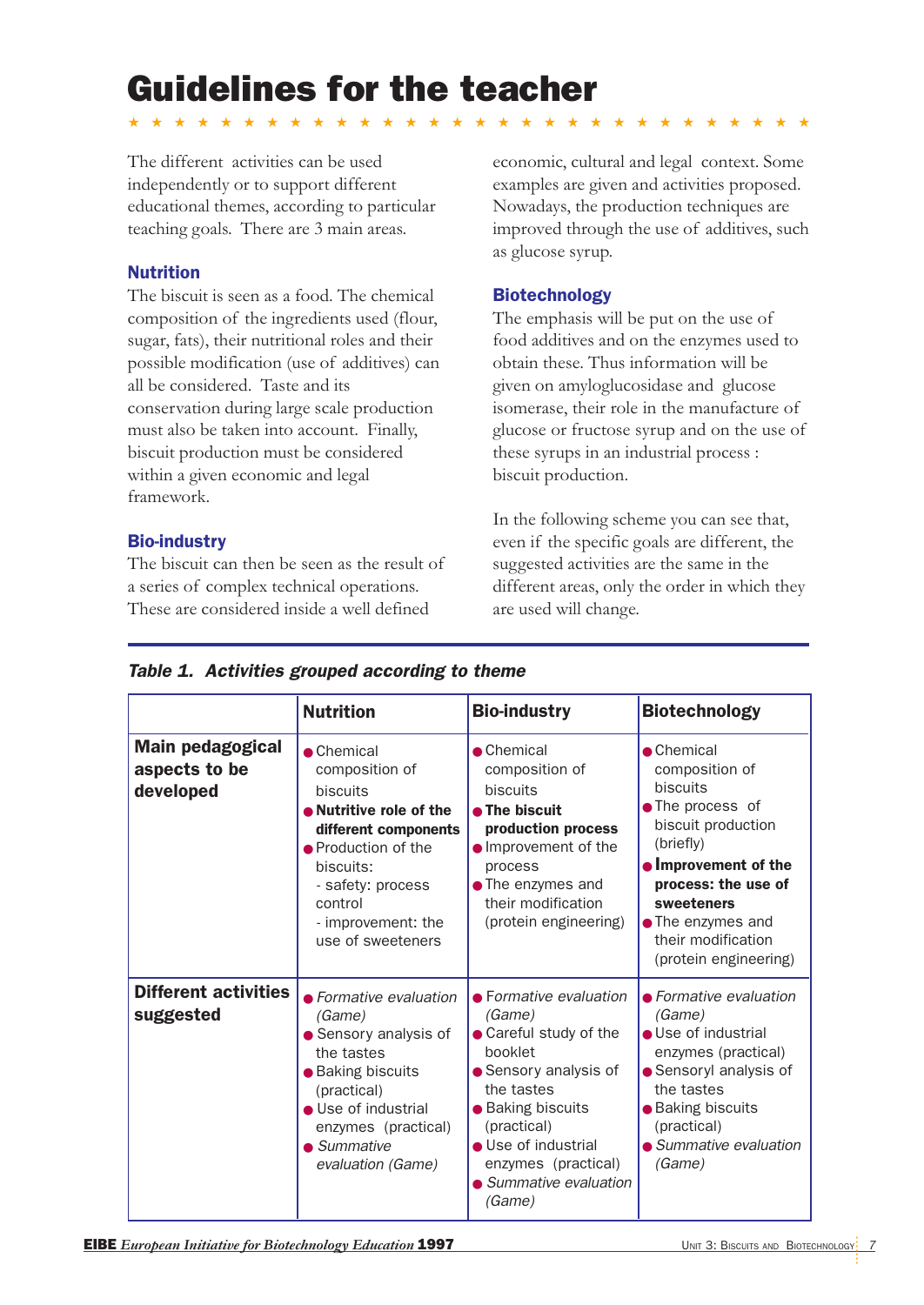# Guidelines for the teacher

The different activities can be used independently or to support different educational themes, according to particular teaching goals. There are 3 main areas.

### Nutrition

The biscuit is seen as a food. The chemical composition of the ingredients used (flour, sugar, fats), their nutritional roles and their possible modification (use of additives) can all be considered. Taste and its conservation during large scale production must also be taken into account. Finally, biscuit production must be considered within a given economic and legal framework.

### Bio-industry

The biscuit can then be seen as the result of a series of complex technical operations. These are considered inside a well defined economic, cultural and legal context. Some examples are given and activities proposed. Nowadays, the production techniques are improved through the use of additives, such as glucose syrup.

### Biotechnology

The emphasis will be put on the use of food additives and on the enzymes used to obtain these. Thus information will be given on amyloglucosidase and glucose isomerase, their role in the manufacture of glucose or fructose syrup and on the use of these syrups in an industrial process : biscuit production.

In the following scheme you can see that, even if the specific goals are different, the suggested activities are the same in the different areas, only the order in which they are used will change.

***Table 1. Activities grouped according to theme***

| | **Nutrition** | **Bio-industry** | **Biotechnology** |
|---|---|---|---|
| **Main pedagogical aspects to be developed** | • Chemical composition of biscuits<br>• **Nutritive role of the different components**<br>• Production of the biscuits:<br>- safety: process control<br>- improvement: the use of sweeteners | • Chemical composition of biscuits<br>• **The biscuit production process**<br>• Improvement of the process<br>• The enzymes and their modification (protein engineering) | • Chemical composition of biscuits<br>• The process of biscuit production (briefly)<br>• **Improvement of the process: the use of sweeteners**<br>• The enzymes and their modification (protein engineering) |
| **Different activities suggested** | • *Formative evaluation (Game)*<br>• Sensory analysis of the tastes<br>• Baking biscuits (practical)<br>• Use of industrial enzymes (practical)<br>• *Summative evaluation (Game)* | • *Formative evaluation (Game)*<br>• Careful study of the booklet<br>• Sensory analysis of the tastes<br>• Baking biscuits (practical)<br>• Use of industrial enzymes (practical)<br>• *Summative evaluation (Game)* | • *Formative evaluation (Game)*<br>• Use of industrial enzymes (practical)<br>• Sensoryl analysis of the tastes<br>• Baking biscuits (practical)<br>• *Summative evaluation (Game)* |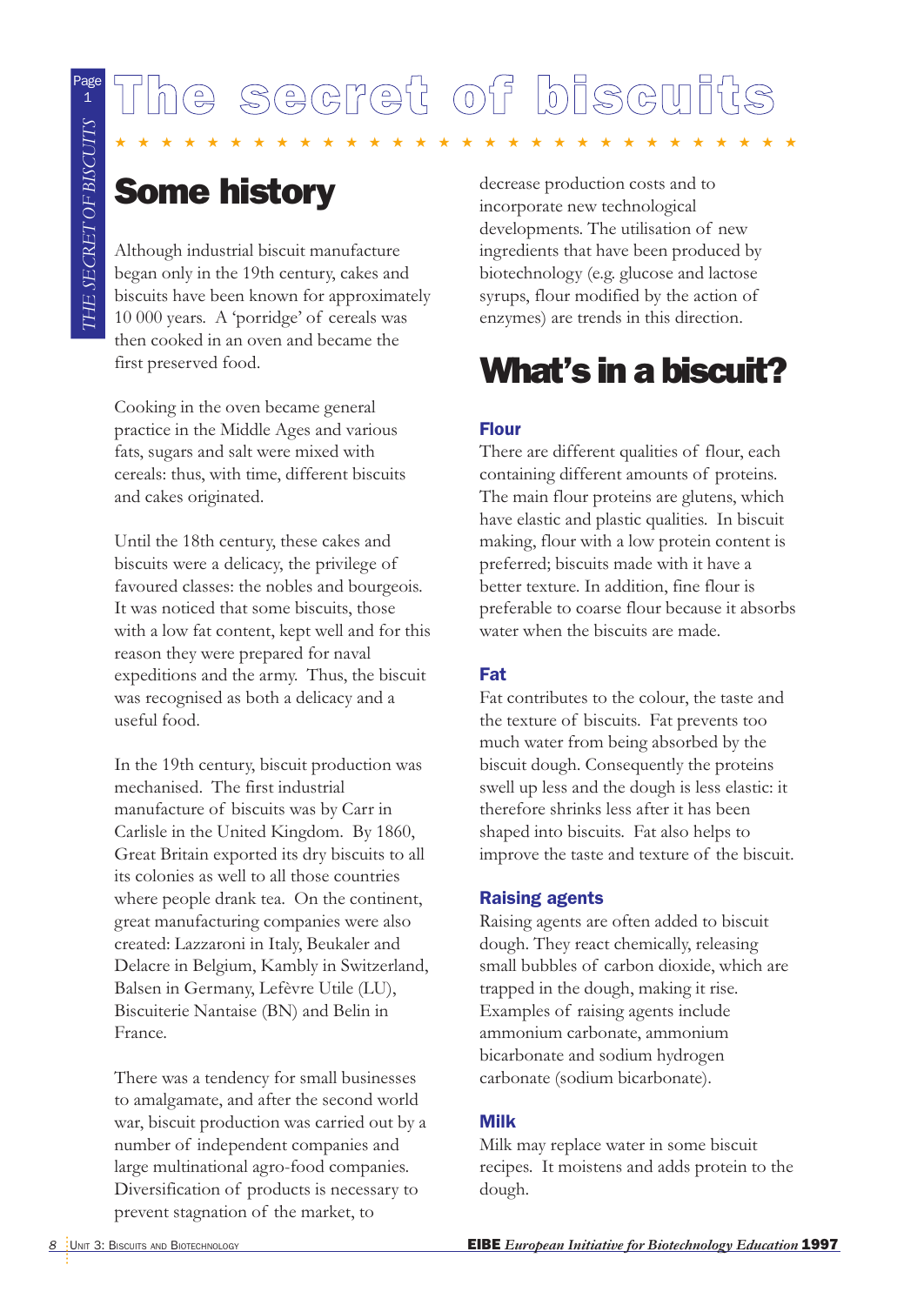# The secret of biscuits

## Some history

Although industrial biscuit manufacture began only in the 19th century, cakes and biscuits have been known for approximately 10 000 years. A 'porridge' of cereals was then cooked in an oven and became the first preserved food.

Cooking in the oven became general practice in the Middle Ages and various fats, sugars and salt were mixed with cereals: thus, with time, different biscuits and cakes originated.

Until the 18th century, these cakes and biscuits were a delicacy, the privilege of favoured classes: the nobles and bourgeois. It was noticed that some biscuits, those with a low fat content, kept well and for this reason they were prepared for naval expeditions and the army. Thus, the biscuit was recognised as both a delicacy and a useful food.

In the 19th century, biscuit production was mechanised. The first industrial manufacture of biscuits was by Carr in Carlisle in the United Kingdom. By 1860, Great Britain exported its dry biscuits to all its colonies as well to all those countries where people drank tea. On the continent, great manufacturing companies were also created: Lazzaroni in Italy, Beukaler and Delacre in Belgium, Kambly in Switzerland, Balsen in Germany, Lefèvre Utile (LU), Biscuiterie Nantaise (BN) and Belin in France.

There was a tendency for small businesses to amalgamate, and after the second world war, biscuit production was carried out by a number of independent companies and large multinational agro-food companies. Diversification of products is necessary to prevent stagnation of the market, to decrease production costs and to incorporate new technological developments. The utilisation of new ingredients that have been produced by biotechnology (e.g. glucose and lactose syrups, flour modified by the action of enzymes) are trends in this direction.

## What's in a biscuit?

### Flour

There are different qualities of flour, each containing different amounts of proteins. The main flour proteins are glutens, which have elastic and plastic qualities. In biscuit making, flour with a low protein content is preferred; biscuits made with it have a better texture. In addition, fine flour is preferable to coarse flour because it absorbs water when the biscuits are made.

### Fat

Fat contributes to the colour, the taste and the texture of biscuits. Fat prevents too much water from being absorbed by the biscuit dough. Consequently the proteins swell up less and the dough is less elastic: it therefore shrinks less after it has been shaped into biscuits. Fat also helps to improve the taste and texture of the biscuit.

### Raising agents

Raising agents are often added to biscuit dough. They react chemically, releasing small bubbles of carbon dioxide, which are trapped in the dough, making it rise. Examples of raising agents include ammonium carbonate, ammonium bicarbonate and sodium hydrogen carbonate (sodium bicarbonate).

### Milk

Milk may replace water in some biscuit recipes. It moistens and adds protein to the dough.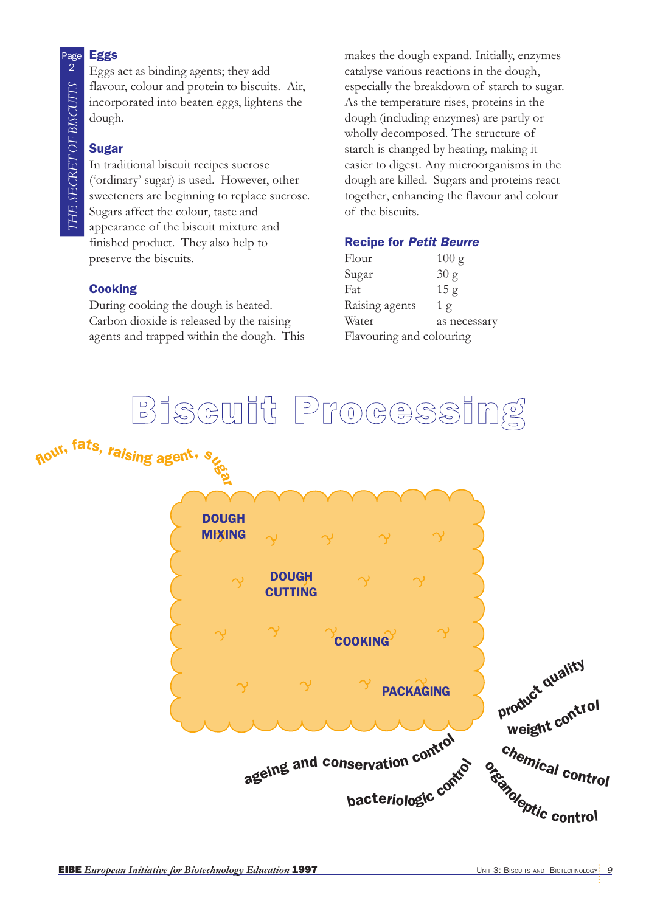### Eggs

Eggs act as binding agents; they add flavour, colour and protein to biscuits. Air, incorporated into beaten eggs, lightens the dough.

### Sugar

In traditional biscuit recipes sucrose ('ordinary' sugar) is used. However, other sweeteners are beginning to replace sucrose. Sugars affect the colour, taste and appearance of the biscuit mixture and finished product. They also help to preserve the biscuits.

### Cooking

During cooking the dough is heated. Carbon dioxide is released by the raising agents and trapped within the dough. This makes the dough expand. Initially, enzymes catalyse various reactions in the dough, especially the breakdown of starch to sugar. As the temperature rises, proteins in the dough (including enzymes) are partly or wholly decomposed. The structure of starch is changed by heating, making it easier to digest. Any microorganisms in the dough are killed. Sugars and proteins react together, enhancing the flavour and colour of the biscuits.

### Recipe for *Petit Beurre*

| | |
|---|---|
| Flour | 100 g |
| Sugar | 30 g |
| Fat | 15 g |
| Raising agents | 1 g |
| Water | as necessary |
| Flavouring and colouring | |

## Biscuit Processing

flour, fats, raising agent, sugar

DOUGH MIXING

DOUGH CUTTING

COOKING

PACKAGING

product quality

weight control

chemical control

organoleptic control

ageing and conservation control

bacteriologic control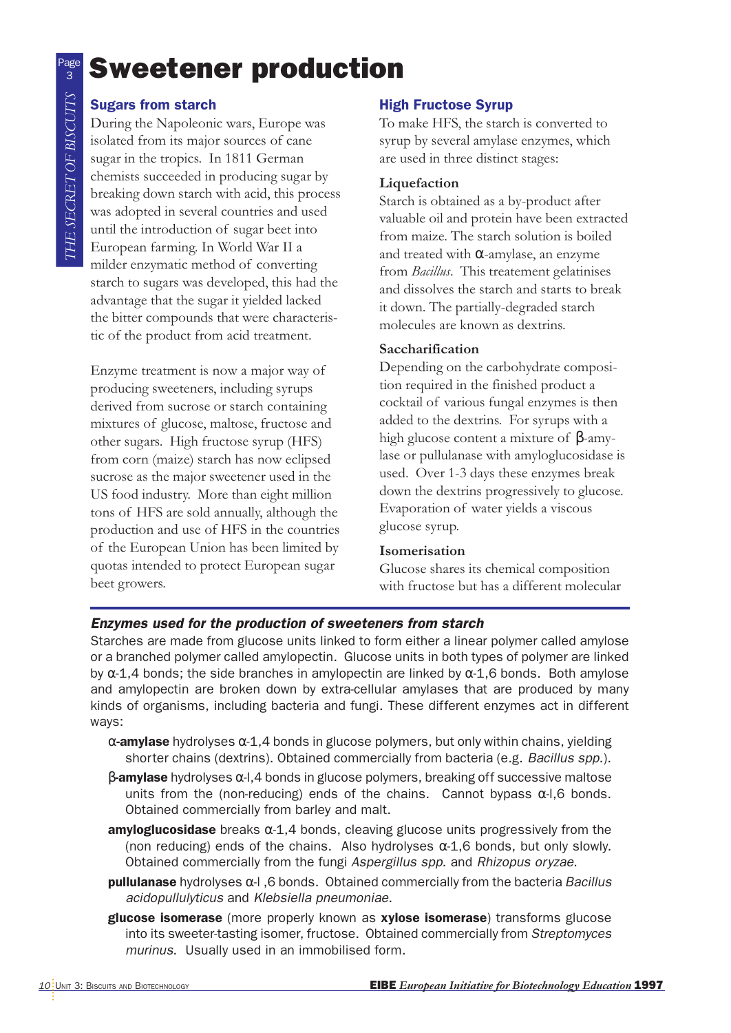# Sweetener production

## Sugars from starch

During the Napoleonic wars, Europe was isolated from its major sources of cane sugar in the tropics. In 1811 German chemists succeeded in producing sugar by breaking down starch with acid, this process was adopted in several countries and used until the introduction of sugar beet into European farming. In World War II a milder enzymatic method of converting starch to sugars was developed, this had the advantage that the sugar it yielded lacked the bitter compounds that were characteristic of the product from acid treatment.

Enzyme treatment is now a major way of producing sweeteners, including syrups derived from sucrose or starch containing mixtures of glucose, maltose, fructose and other sugars. High fructose syrup (HFS) from corn (maize) starch has now eclipsed sucrose as the major sweetener used in the US food industry. More than eight million tons of HFS are sold annually, although the production and use of HFS in the countries of the European Union has been limited by quotas intended to protect European sugar beet growers.

## High Fructose Syrup

To make HFS, the starch is converted to syrup by several amylase enzymes, which are used in three distinct stages:

### Liquefaction

Starch is obtained as a by-product after valuable oil and protein have been extracted from maize. The starch solution is boiled and treated with α-amylase, an enzyme from *Bacillus*. This treatement gelatinises and dissolves the starch and starts to break it down. The partially-degraded starch molecules are known as dextrins.

### Saccharification

Depending on the carbohydrate composition required in the finished product a cocktail of various fungal enzymes is then added to the dextrins. For syrups with a high glucose content a mixture of β-amylase or pullulanase with amyloglucosidase is used. Over 1-3 days these enzymes break down the dextrins progressively to glucose. Evaporation of water yields a viscous glucose syrup.

### Isomerisation

Glucose shares its chemical composition with fructose but has a different molecular

---

### *Enzymes used for the production of sweeteners from starch*

Starches are made from glucose units linked to form either a linear polymer called amylose or a branched polymer called amylopectin. Glucose units in both types of polymer are linked by α-1,4 bonds; the side branches in amylopectin are linked by α-1,6 bonds. Both amylose and amylopectin are broken down by extra-cellular amylases that are produced by many kinds of organisms, including bacteria and fungi. These different enzymes act in different ways:

- **α-amylase** hydrolyses α-1,4 bonds in glucose polymers, but only within chains, yielding shorter chains (dextrins). Obtained commercially from bacteria (e.g. *Bacillus spp.*).
- **β-amylase** hydrolyses α-l,4 bonds in glucose polymers, breaking off successive maltose units from the (non-reducing) ends of the chains. Cannot bypass α-l,6 bonds. Obtained commercially from barley and malt.
- **amyloglucosidase** breaks α-1,4 bonds, cleaving glucose units progressively from the (non reducing) ends of the chains. Also hydrolyses α-1,6 bonds, but only slowly. Obtained commercially from the fungi *Aspergillus spp.* and *Rhizopus oryzae*.
- **pullulanase** hydrolyses α-l ,6 bonds. Obtained commercially from the bacteria *Bacillus acidopullulyticus* and *Klebsiella pneumoniae*.
- **glucose isomerase** (more properly known as **xylose isomerase**) transforms glucose into its sweeter-tasting isomer, fructose. Obtained commercially from *Streptomyces murinus*. Usually used in an immobilised form.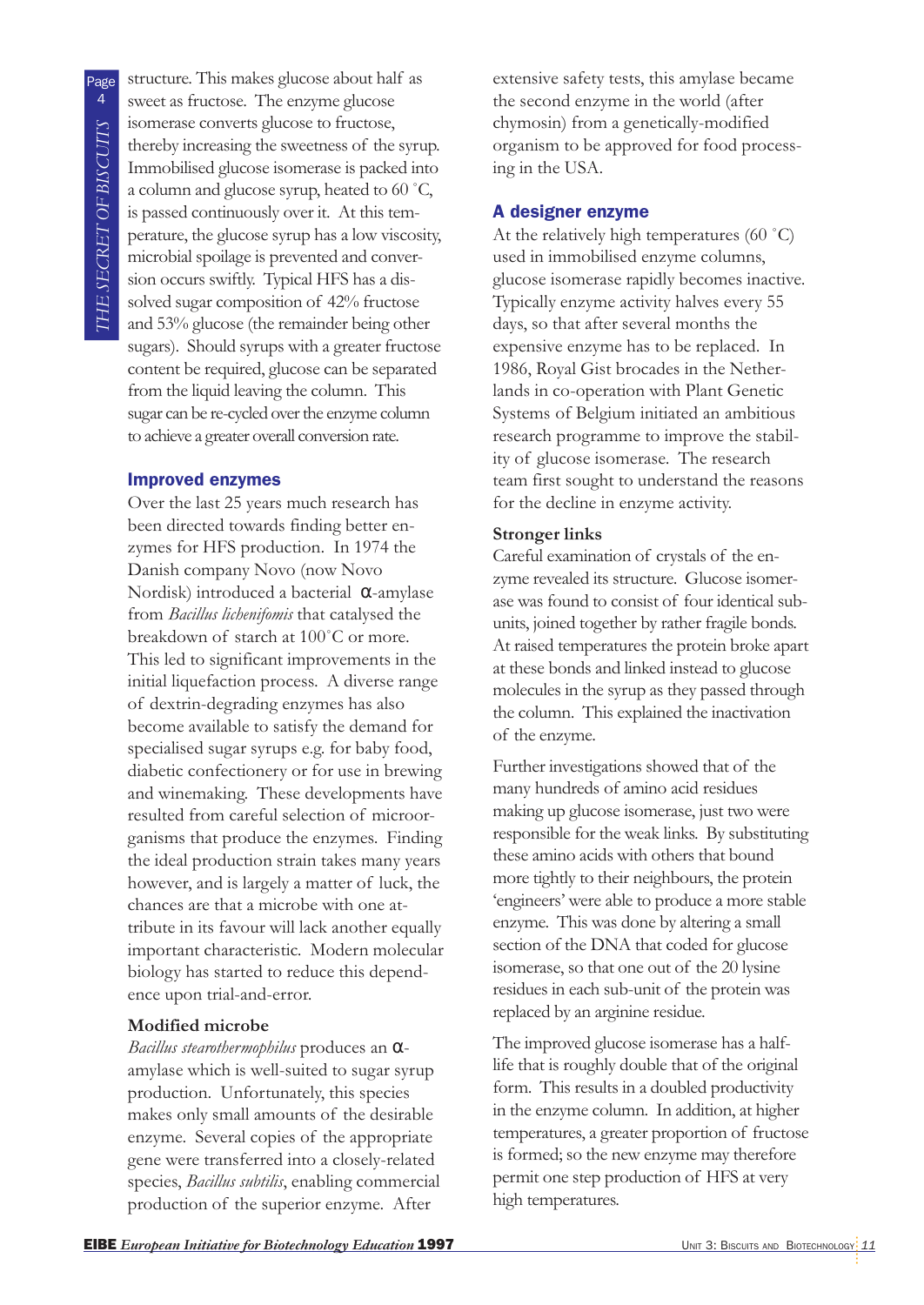structure. This makes glucose about half as sweet as fructose. The enzyme glucose isomerase converts glucose to fructose, thereby increasing the sweetness of the syrup. Immobilised glucose isomerase is packed into a column and glucose syrup, heated to 60 ˚C, is passed continuously over it. At this temperature, the glucose syrup has a low viscosity, microbial spoilage is prevented and conversion occurs swiftly. Typical HFS has a dissolved sugar composition of 42% fructose and 53% glucose (the remainder being other sugars). Should syrups with a greater fructose content be required, glucose can be separated from the liquid leaving the column. This sugar can be re-cycled over the enzyme column to achieve a greater overall conversion rate.

## Improved enzymes

Over the last 25 years much research has been directed towards finding better enzymes for HFS production. In 1974 the Danish company Novo (now Novo Nordisk) introduced a bacterial α-amylase from *Bacillus licheniformis* that catalysed the breakdown of starch at 100˚C or more. This led to significant improvements in the initial liquefaction process. A diverse range of dextrin-degrading enzymes has also become available to satisfy the demand for specialised sugar syrups e.g. for baby food, diabetic confectionery or for use in brewing and winemaking. These developments have resulted from careful selection of microorganisms that produce the enzymes. Finding the ideal production strain takes many years however, and is largely a matter of luck, the chances are that a microbe with one attribute in its favour will lack another equally important characteristic. Modern molecular biology has started to reduce this dependence upon trial-and-error.

### Modified microbe

*Bacillus stearothermophilus* produces an α-amylase which is well-suited to sugar syrup production. Unfortunately, this species makes only small amounts of the desirable enzyme. Several copies of the appropriate gene were transferred into a closely-related species, *Bacillus subtilis*, enabling commercial production of the superior enzyme. After extensive safety tests, this amylase became the second enzyme in the world (after chymosin) from a genetically-modified organism to be approved for food processing in the USA.

## A designer enzyme

At the relatively high temperatures (60 ˚C) used in immobilised enzyme columns, glucose isomerase rapidly becomes inactive. Typically enzyme activity halves every 55 days, so that after several months the expensive enzyme has to be replaced. In 1986, Royal Gist brocades in the Netherlands in co-operation with Plant Genetic Systems of Belgium initiated an ambitious research programme to improve the stability of glucose isomerase. The research team first sought to understand the reasons for the decline in enzyme activity.

### Stronger links

Careful examination of crystals of the enzyme revealed its structure. Glucose isomerase was found to consist of four identical subunits, joined together by rather fragile bonds. At raised temperatures the protein broke apart at these bonds and linked instead to glucose molecules in the syrup as they passed through the column. This explained the inactivation of the enzyme.

Further investigations showed that of the many hundreds of amino acid residues making up glucose isomerase, just two were responsible for the weak links. By substituting these amino acids with others that bound more tightly to their neighbours, the protein 'engineers' were able to produce a more stable enzyme. This was done by altering a small section of the DNA that coded for glucose isomerase, so that one out of the 20 lysine residues in each sub-unit of the protein was replaced by an arginine residue.

The improved glucose isomerase has a half-life that is roughly double that of the original form. This results in a doubled productivity in the enzyme column. In addition, at higher temperatures, a greater proportion of fructose is formed; so the new enzyme may therefore permit one step production of HFS at very high temperatures.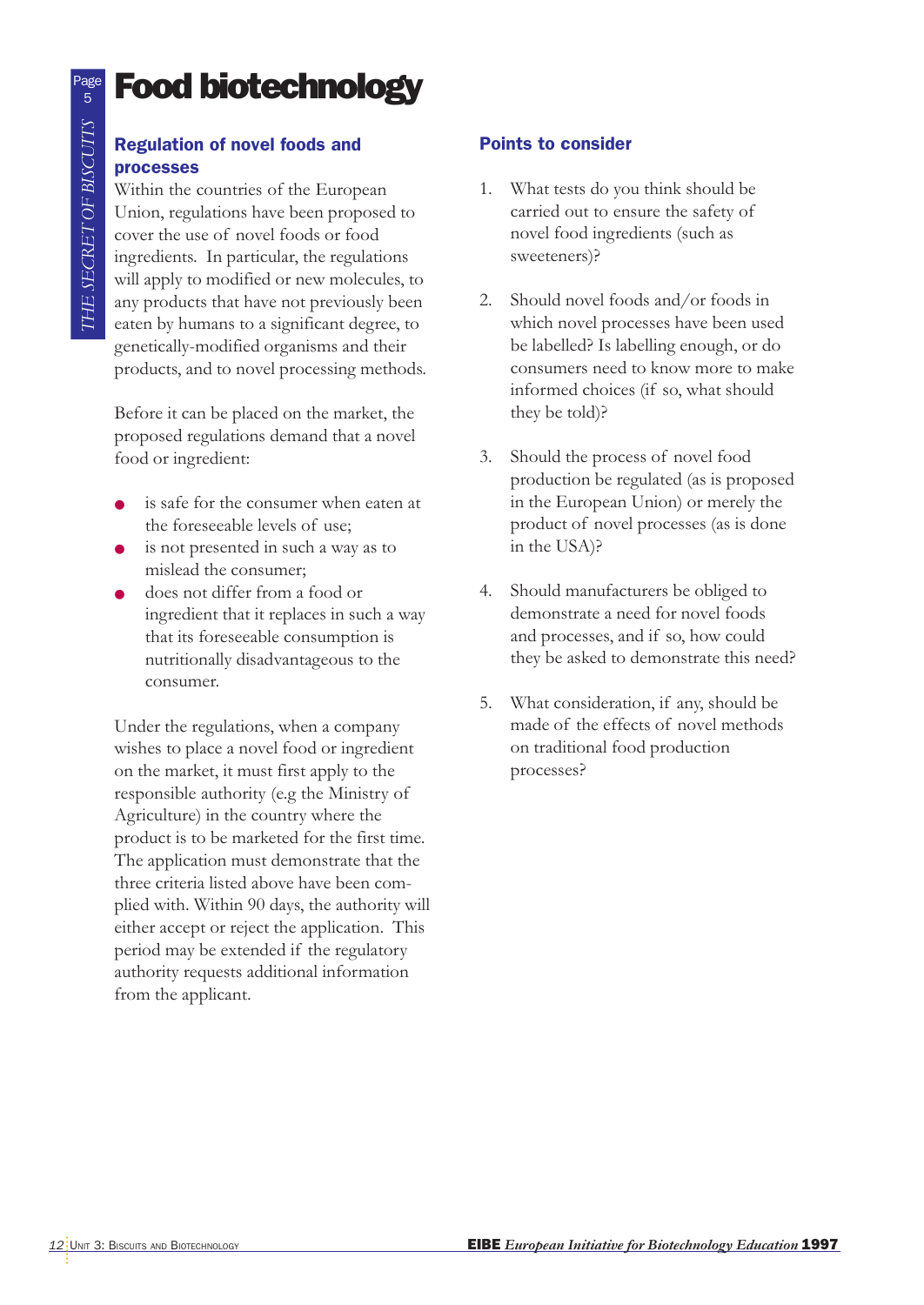# Food biotechnology

## Regulation of novel foods and processes

Within the countries of the European Union, regulations have been proposed to cover the use of novel foods or food ingredients. In particular, the regulations will apply to modified or new molecules, to any products that have not previously been eaten by humans to a significant degree, to genetically-modified organisms and their products, and to novel processing methods.

Before it can be placed on the market, the proposed regulations demand that a novel food or ingredient:

- is safe for the consumer when eaten at the foreseeable levels of use;
- is not presented in such a way as to mislead the consumer;
- does not differ from a food or ingredient that it replaces in such a way that its foreseeable consumption is nutritionally disadvantageous to the consumer.

Under the regulations, when a company wishes to place a novel food or ingredient on the market, it must first apply to the responsible authority (e.g the Ministry of Agriculture) in the country where the product is to be marketed for the first time. The application must demonstrate that the three criteria listed above have been complied with. Within 90 days, the authority will either accept or reject the application. This period may be extended if the regulatory authority requests additional information from the applicant.

## Points to consider

1. What tests do you think should be carried out to ensure the safety of novel food ingredients (such as sweeteners)?

2. Should novel foods and/or foods in which novel processes have been used be labelled? Is labelling enough, or do consumers need to know more to make informed choices (if so, what should they be told)?

3. Should the process of novel food production be regulated (as is proposed in the European Union) or merely the product of novel processes (as is done in the USA)?

4. Should manufacturers be obliged to demonstrate a need for novel foods and processes, and if so, how could they be asked to demonstrate this need?

5. What consideration, if any, should be made of the effects of novel methods on traditional food production processes?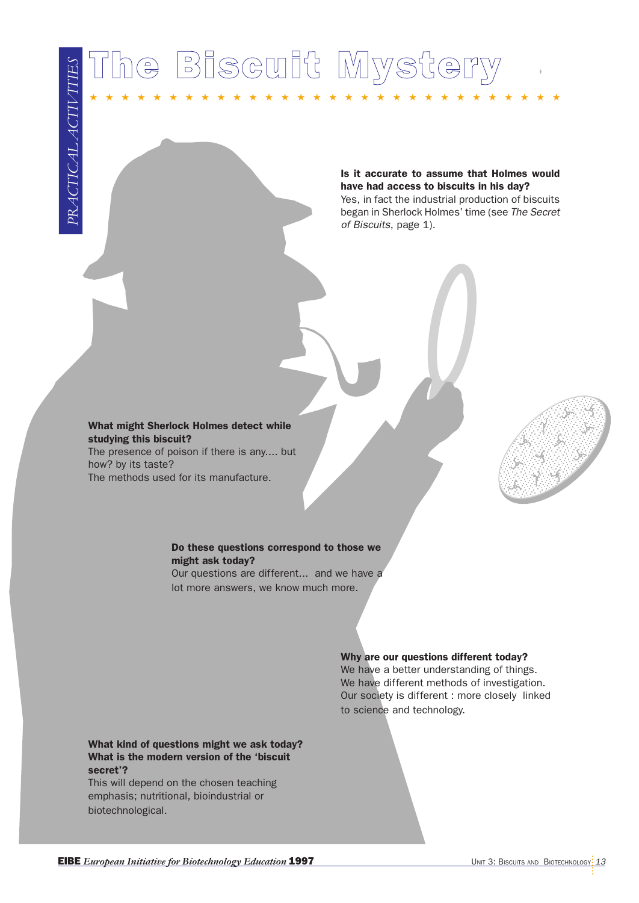# The Biscuit Mystery

**Is it accurate to assume that Holmes would have had access to biscuits in his day?**
Yes, in fact the industrial production of biscuits began in Sherlock Holmes' time (see *The Secret of Biscuits*, page 1).

**What might Sherlock Holmes detect while studying this biscuit?**
The presence of poison if there is any.... but how? by its taste?
The methods used for its manufacture.

**Do these questions correspond to those we might ask today?**
Our questions are different... and we have a lot more answers, we know much more.

**Why are our questions different today?**
We have a better understanding of things.
We have different methods of investigation.
Our society is different : more closely linked to science and technology.

**What kind of questions might we ask today? What is the modern version of the 'biscuit secret'?**
This will depend on the chosen teaching emphasis; nutritional, bioindustrial or biotechnological.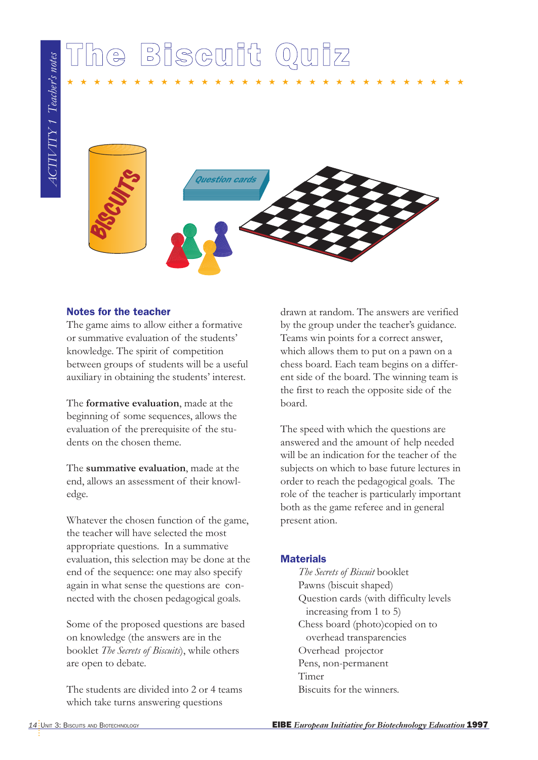# The Biscuit Quiz

## Notes for the teacher

The game aims to allow either a formative or summative evaluation of the students' knowledge. The spirit of competition between groups of students will be a useful auxiliary in obtaining the students' interest.

The **formative evaluation**, made at the beginning of some sequences, allows the evaluation of the prerequisite of the students on the chosen theme.

The **summative evaluation**, made at the end, allows an assessment of their knowledge.

Whatever the chosen function of the game, the teacher will have selected the most appropriate questions. In a summative evaluation, this selection may be done at the end of the sequence: one may also specify again in what sense the questions are connected with the chosen pedagogical goals.

Some of the proposed questions are based on knowledge (the answers are in the booklet *The Secrets of Biscuits*), while others are open to debate.

The students are divided into 2 or 4 teams which take turns answering questions drawn at random. The answers are verified by the group under the teacher's guidance. Teams win points for a correct answer, which allows them to put on a pawn on a chess board. Each team begins on a different side of the board. The winning team is the first to reach the opposite side of the board.

The speed with which the questions are answered and the amount of help needed will be an indication for the teacher of the subjects on which to base future lectures in order to reach the pedagogical goals. The role of the teacher is particularly important both as the game referee and in general present ation.

## Materials

- *The Secrets of Biscuit* booklet
- Pawns (biscuit shaped)
- Question cards (with difficulty levels increasing from 1 to 5)
- Chess board (photo)copied on to overhead transparencies
- Overhead projector
- Pens, non-permanent
- Timer
- Biscuits for the winners.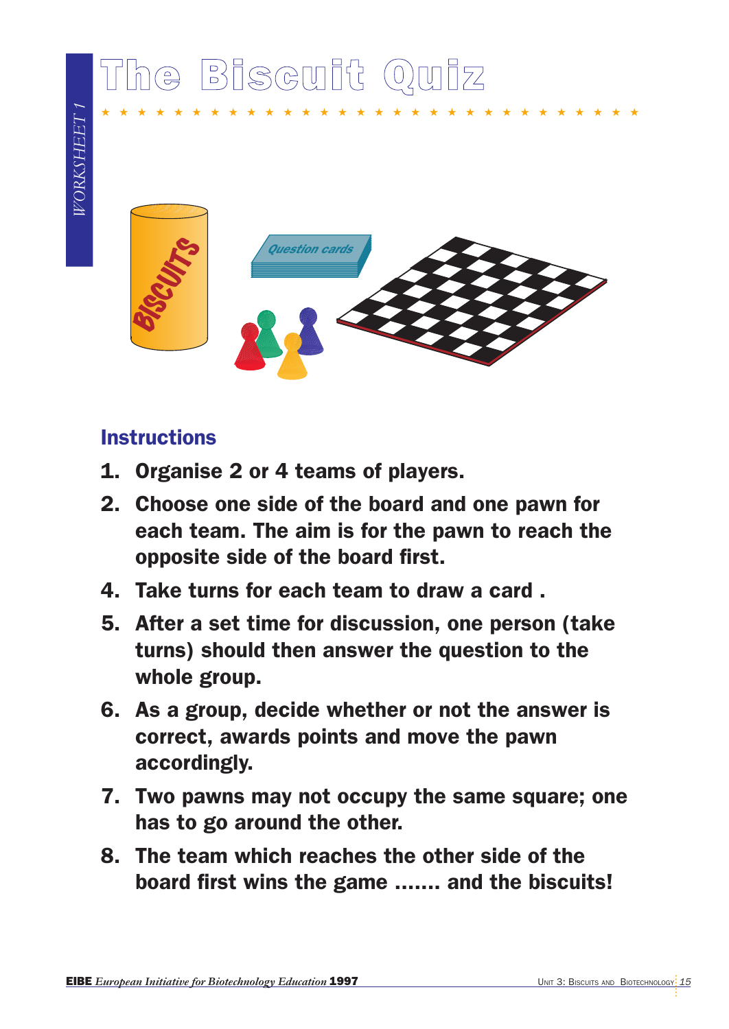# The Biscuit Quiz

WORKSHEET 1

## Instructions

1. Organise 2 or 4 teams of players.
2. Choose one side of the board and one pawn for each team. The aim is for the pawn to reach the opposite side of the board first.
4. Take turns for each team to draw a card .
5. After a set time for discussion, one person (take turns) should then answer the question to the whole group.
6. As a group, decide whether or not the answer is correct, awards points and move the pawn accordingly.
7. Two pawns may not occupy the same square; one has to go around the other.
8. The team which reaches the other side of the board first wins the game ....... and the biscuits!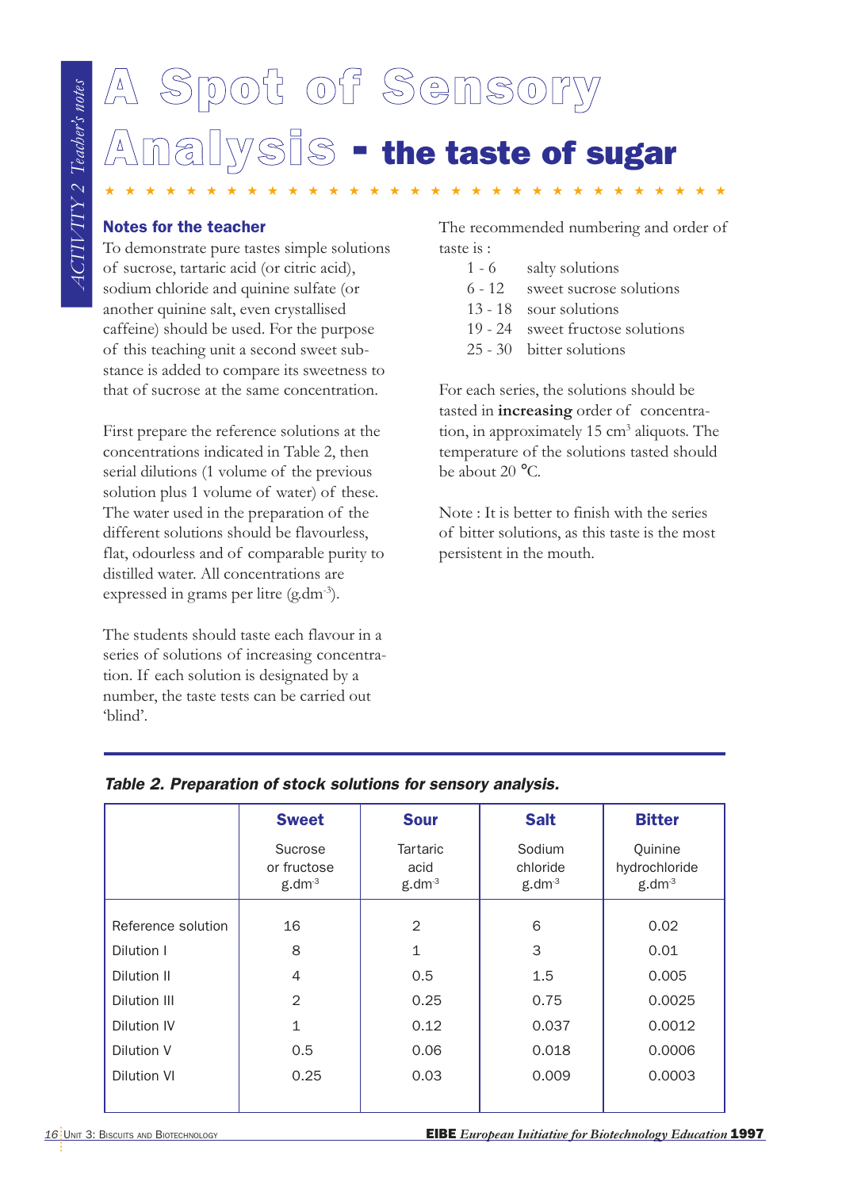# A Spot of Sensory Analysis - the taste of sugar

## Notes for the teacher

To demonstrate pure tastes simple solutions of sucrose, tartaric acid (or citric acid), sodium chloride and quinine sulfate (or another quinine salt, even crystallised caffeine) should be used. For the purpose of this teaching unit a second sweet substance is added to compare its sweetness to that of sucrose at the same concentration.

First prepare the reference solutions at the concentrations indicated in Table 2, then serial dilutions (1 volume of the previous solution plus 1 volume of water) of these. The water used in the preparation of the different solutions should be flavourless, flat, odourless and of comparable purity to distilled water. All concentrations are expressed in grams per litre ($g.dm^{-3}$).

The students should taste each flavour in a series of solutions of increasing concentration. If each solution is designated by a number, the taste tests can be carried out 'blind'.

The recommended numbering and order of taste is :

- 1 - 6 salty solutions
- 6 - 12 sweet sucrose solutions
- 13 - 18 sour solutions
- 19 - 24 sweet fructose solutions
- 25 - 30 bitter solutions

For each series, the solutions should be tasted in **increasing** order of concentration, in approximately 15 $cm^3$ aliquots. The temperature of the solutions tasted should be about 20 °C.

Note : It is better to finish with the series of bitter solutions, as this taste is the most persistent in the mouth.

***Table 2. Preparation of stock solutions for sensory analysis.***

| | **Sweet** Sucrose or fructose $g.dm^{-3}$ | **Sour** Tartaric acid $g.dm^{-3}$ | **Salt** Sodium chloride $g.dm^{-3}$ | **Bitter** Quinine hydrochloride $g.dm^{-3}$ |
|---|---|---|---|---|
| Reference solution | 16 | 2 | 6 | 0.02 |
| Dilution I | 8 | 1 | 3 | 0.01 |
| Dilution II | 4 | 0.5 | 1.5 | 0.005 |
| Dilution III | 2 | 0.25 | 0.75 | 0.0025 |
| Dilution IV | 1 | 0.12 | 0.037 | 0.0012 |
| Dilution V | 0.5 | 0.06 | 0.018 | 0.0006 |
| Dilution VI | 0.25 | 0.03 | 0.009 | 0.0003 |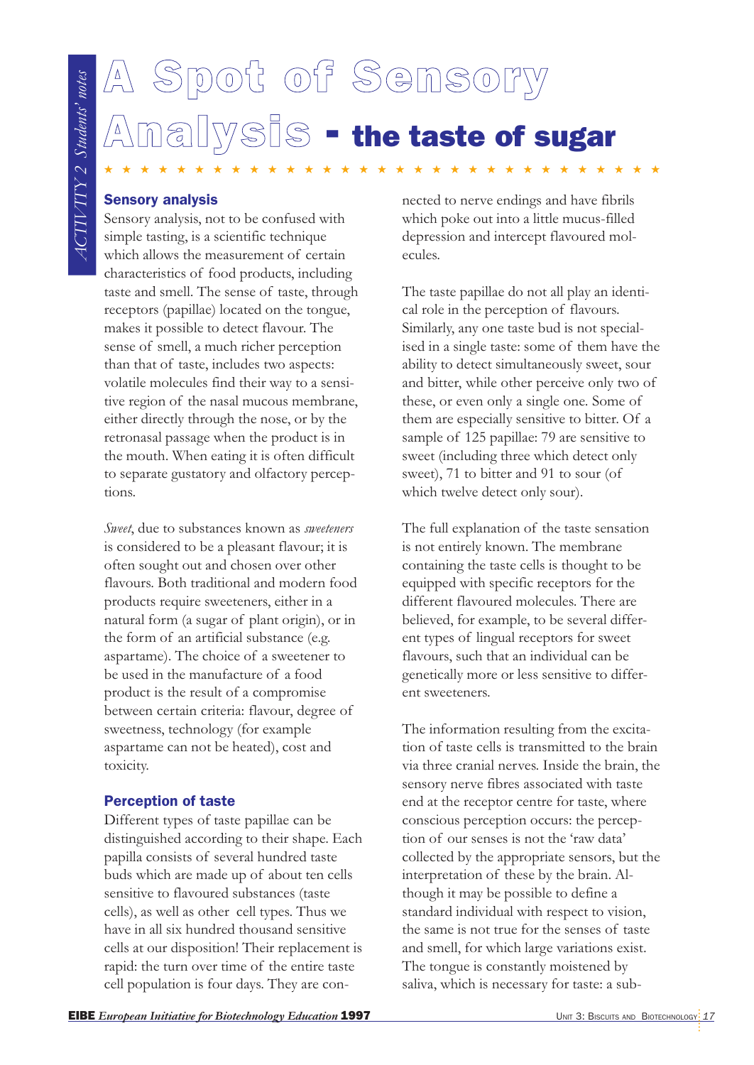# A Spot of Sensory Analysis - the taste of sugar

## Sensory analysis

Sensory analysis, not to be confused with simple tasting, is a scientific technique which allows the measurement of certain characteristics of food products, including taste and smell. The sense of taste, through receptors (papillae) located on the tongue, makes it possible to detect flavour. The sense of smell, a much richer perception than that of taste, includes two aspects: volatile molecules find their way to a sensitive region of the nasal mucous membrane, either directly through the nose, or by the retronasal passage when the product is in the mouth. When eating it is often difficult to separate gustatory and olfactory perceptions.

*Sweet*, due to substances known as *sweeteners* is considered to be a pleasant flavour; it is often sought out and chosen over other flavours. Both traditional and modern food products require sweeteners, either in a natural form (a sugar of plant origin), or in the form of an artificial substance (e.g. aspartame). The choice of a sweetener to be used in the manufacture of a food product is the result of a compromise between certain criteria: flavour, degree of sweetness, technology (for example aspartame can not be heated), cost and toxicity.

## Perception of taste

Different types of taste papillae can be distinguished according to their shape. Each papilla consists of several hundred taste buds which are made up of about ten cells sensitive to flavoured substances (taste cells), as well as other cell types. Thus we have in all six hundred thousand sensitive cells at our disposition! Their replacement is rapid: the turn over time of the entire taste cell population is four days. They are connected to nerve endings and have fibrils which poke out into a little mucus-filled depression and intercept flavoured molecules.

The taste papillae do not all play an identical role in the perception of flavours. Similarly, any one taste bud is not specialised in a single taste: some of them have the ability to detect simultaneously sweet, sour and bitter, while other perceive only two of these, or even only a single one. Some of them are especially sensitive to bitter. Of a sample of 125 papillae: 79 are sensitive to sweet (including three which detect only sweet), 71 to bitter and 91 to sour (of which twelve detect only sour).

The full explanation of the taste sensation is not entirely known. The membrane containing the taste cells is thought to be equipped with specific receptors for the different flavoured molecules. There are believed, for example, to be several different types of lingual receptors for sweet flavours, such that an individual can be genetically more or less sensitive to different sweeteners.

The information resulting from the excitation of taste cells is transmitted to the brain via three cranial nerves. Inside the brain, the sensory nerve fibres associated with taste end at the receptor centre for taste, where conscious perception occurs: the perception of our senses is not the 'raw data' collected by the appropriate sensors, but the interpretation of these by the brain. Although it may be possible to define a standard individual with respect to vision, the same is not true for the senses of taste and smell, for which large variations exist. The tongue is constantly moistened by saliva, which is necessary for taste: a sub-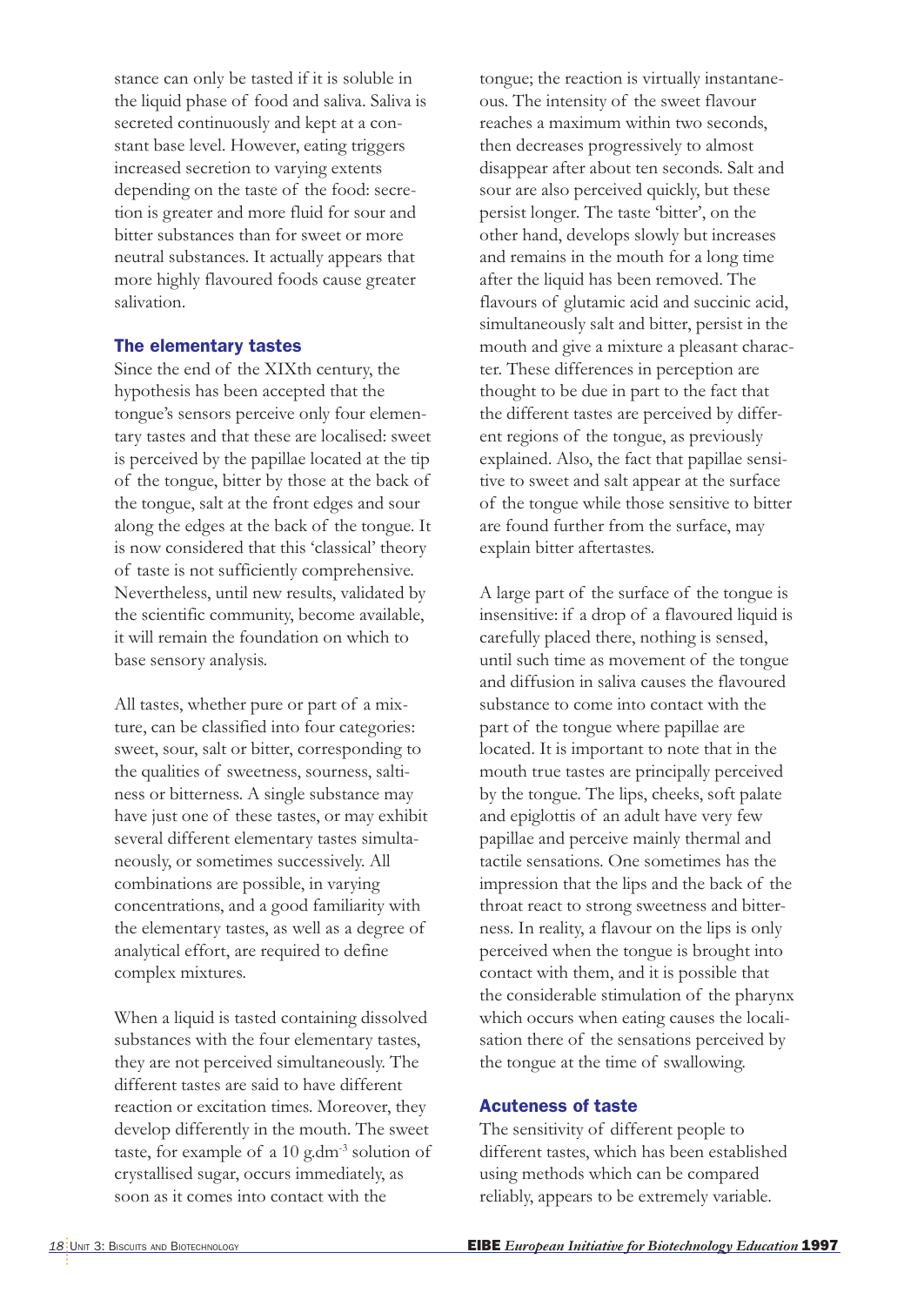stance can only be tasted if it is soluble in the liquid phase of food and saliva. Saliva is secreted continuously and kept at a constant base level. However, eating triggers increased secretion to varying extents depending on the taste of the food: secretion is greater and more fluid for sour and bitter substances than for sweet or more neutral substances. It actually appears that more highly flavoured foods cause greater salivation.

### The elementary tastes

Since the end of the XIXth century, the hypothesis has been accepted that the tongue's sensors perceive only four elementary tastes and that these are localised: sweet is perceived by the papillae located at the tip of the tongue, bitter by those at the back of the tongue, salt at the front edges and sour along the edges at the back of the tongue. It is now considered that this 'classical' theory of taste is not sufficiently comprehensive. Nevertheless, until new results, validated by the scientific community, become available, it will remain the foundation on which to base sensory analysis.

All tastes, whether pure or part of a mixture, can be classified into four categories: sweet, sour, salt or bitter, corresponding to the qualities of sweetness, sourness, saltiness or bitterness. A single substance may have just one of these tastes, or may exhibit several different elementary tastes simultaneously, or sometimes successively. All combinations are possible, in varying concentrations, and a good familiarity with the elementary tastes, as well as a degree of analytical effort, are required to define complex mixtures.

When a liquid is tasted containing dissolved substances with the four elementary tastes, they are not perceived simultaneously. The different tastes are said to have different reaction or excitation times. Moreover, they develop differently in the mouth. The sweet taste, for example of a 10 g.dm$^{-3}$ solution of crystallised sugar, occurs immediately, as soon as it comes into contact with the tongue; the reaction is virtually instantaneous. The intensity of the sweet flavour reaches a maximum within two seconds, then decreases progressively to almost disappear after about ten seconds. Salt and sour are also perceived quickly, but these persist longer. The taste 'bitter', on the other hand, develops slowly but increases and remains in the mouth for a long time after the liquid has been removed. The flavours of glutamic acid and succinic acid, simultaneously salt and bitter, persist in the mouth and give a mixture a pleasant character. These differences in perception are thought to be due in part to the fact that the different tastes are perceived by different regions of the tongue, as previously explained. Also, the fact that papillae sensitive to sweet and salt appear at the surface of the tongue while those sensitive to bitter are found further from the surface, may explain bitter aftertastes.

A large part of the surface of the tongue is insensitive: if a drop of a flavoured liquid is carefully placed there, nothing is sensed, until such time as movement of the tongue and diffusion in saliva causes the flavoured substance to come into contact with the part of the tongue where papillae are located. It is important to note that in the mouth true tastes are principally perceived by the tongue. The lips, cheeks, soft palate and epiglottis of an adult have very few papillae and perceive mainly thermal and tactile sensations. One sometimes has the impression that the lips and the back of the throat react to strong sweetness and bitterness. In reality, a flavour on the lips is only perceived when the tongue is brought into contact with them, and it is possible that the considerable stimulation of the pharynx which occurs when eating causes the localisation there of the sensations perceived by the tongue at the time of swallowing.

### Acuteness of taste

The sensitivity of different people to different tastes, which has been established using methods which can be compared reliably, appears to be extremely variable.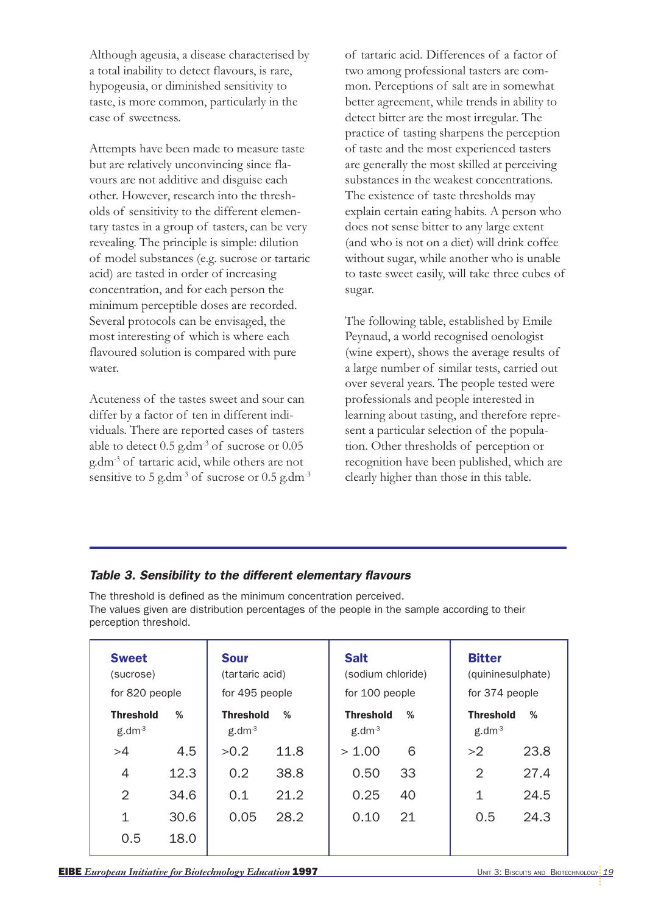Although ageusia, a disease characterised by a total inability to detect flavours, is rare, hypogeusia, or diminished sensitivity to taste, is more common, particularly in the case of sweetness.

Attempts have been made to measure taste but are relatively unconvincing since flavours are not additive and disguise each other. However, research into the thresholds of sensitivity to the different elementary tastes in a group of tasters, can be very revealing. The principle is simple: dilution of model substances (e.g. sucrose or tartaric acid) are tasted in order of increasing concentration, and for each person the minimum perceptible doses are recorded. Several protocols can be envisaged, the most interesting of which is where each flavoured solution is compared with pure water.

Acuteness of the tastes sweet and sour can differ by a factor of ten in different individuals. There are reported cases of tasters able to detect 0.5 $g.dm^{-3}$ of sucrose or 0.05 $g.dm^{-3}$ of tartaric acid, while others are not sensitive to 5 $g.dm^{-3}$ of sucrose or 0.5 $g.dm^{-3}$ of tartaric acid. Differences of a factor of two among professional tasters are common. Perceptions of salt are in somewhat better agreement, while trends in ability to detect bitter are the most irregular. The practice of tasting sharpens the perception of taste and the most experienced tasters are generally the most skilled at perceiving substances in the weakest concentrations. The existence of taste thresholds may explain certain eating habits. A person who does not sense bitter to any large extent (and who is not on a diet) will drink coffee without sugar, while another who is unable to taste sweet easily, will take three cubes of sugar.

The following table, established by Emile Peynaud, a world recognised oenologist (wine expert), shows the average results of a large number of similar tests, carried out over several years. The people tested were professionals and people interested in learning about tasting, and therefore represent a particular selection of the population. Other thresholds of perception or recognition have been published, which are clearly higher than those in this table.

***Table 3. Sensibility to the different elementary flavours***

The threshold is defined as the minimum concentration perceived.
The values given are distribution percentages of the people in the sample according to their perception threshold.

| **Sweet** (sucrose) for 820 people | | **Sour** (tartaric acid) for 495 people | | **Salt** (sodium chloride) for 100 people | | **Bitter** (quininesulphate) for 374 people | |
|---|---|---|---|---|---|---|---|
| **Threshold** $g.dm^{-3}$ | **%** | **Threshold** $g.dm^{-3}$ | **%** | **Threshold** $g.dm^{-3}$ | **%** | **Threshold** $g.dm^{-3}$ | **%** |
| >4 | 4.5 | >0.2 | 11.8 | > 1.00 | 6 | >2 | 23.8 |
| 4 | 12.3 | 0.2 | 38.8 | 0.50 | 33 | 2 | 27.4 |
| 2 | 34.6 | 0.1 | 21.2 | 0.25 | 40 | 1 | 24.5 |
| 1 | 30.6 | 0.05 | 28.2 | 0.10 | 21 | 0.5 | 24.3 |
| 0.5 | 18.0 | | | | | | |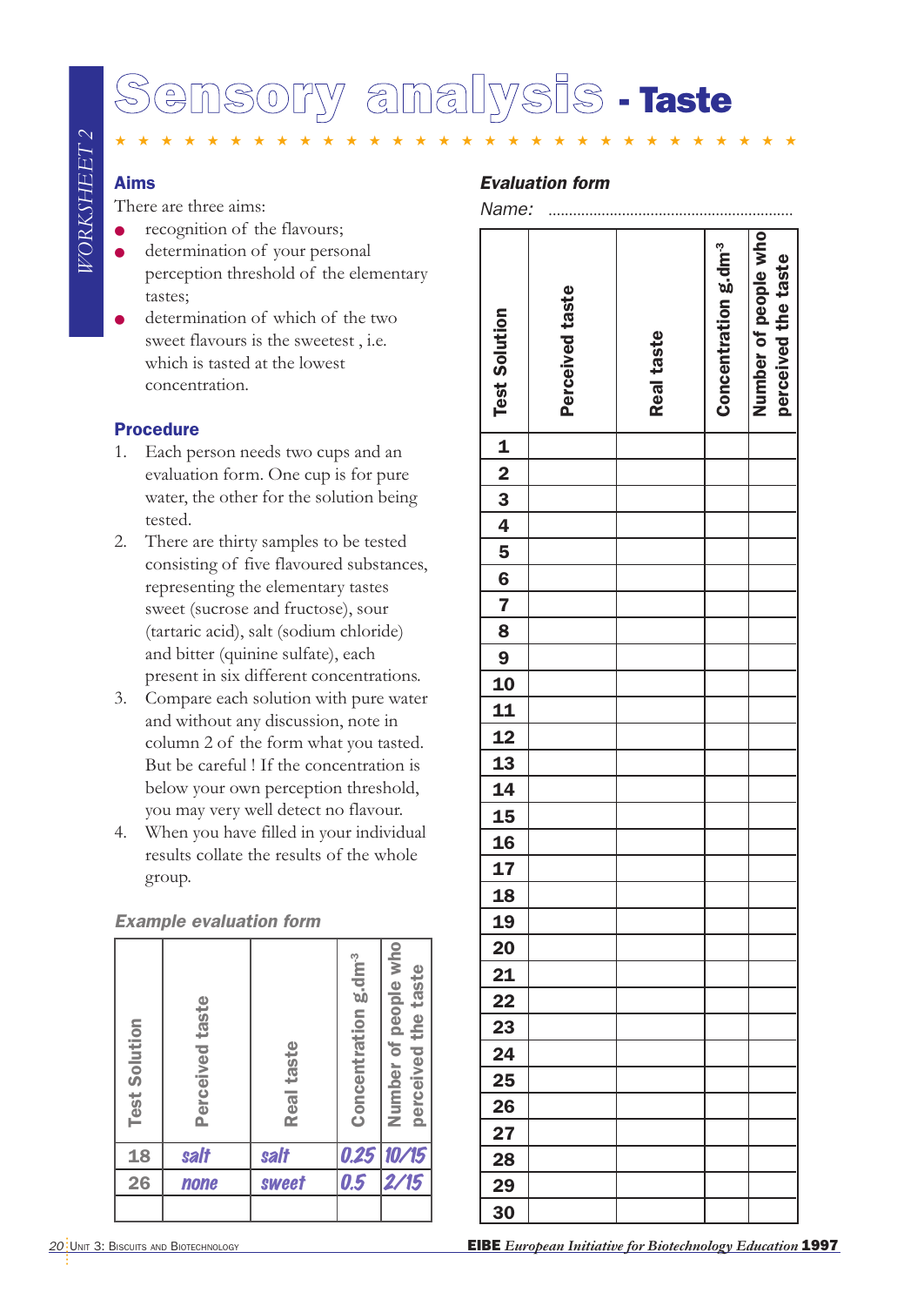# Sensory analysis - Taste

WORKSHEET 2

## Aims

There are three aims:

- recognition of the flavours;
- determination of your personal perception threshold of the elementary tastes;
- determination of which of the two sweet flavours is the sweetest , i.e. which is tasted at the lowest concentration.

## Procedure

1. Each person needs two cups and an evaluation form. One cup is for pure water, the other for the solution being tested.
2. There are thirty samples to be tested consisting of five flavoured substances, representing the elementary tastes sweet (sucrose and fructose), sour (tartaric acid), salt (sodium chloride) and bitter (quinine sulfate), each present in six different concentrations.
3. Compare each solution with pure water and without any discussion, note in column 2 of the form what you tasted. But be careful ! If the concentration is below your own perception threshold, you may very well detect no flavour.
4. When you have filled in your individual results collate the results of the whole group.

### Example evaluation form

| Test Solution | Perceived taste | Real taste | Concentration g.dm$^{-3}$ | Number of people who perceived the taste |
|---|---|---|---|---|
| 18 | salt | salt | 0.25 | 10/15 |
| 26 | none | sweet | 0.5 | 2/15 |
| | | | | |

### Evaluation form

Name: ..........................................................

| Test Solution | Perceived taste | Real taste | Concentration g.dm$^{-3}$ | Number of people who perceived the taste |
|---|---|---|---|---|
| 1 | | | | |
| 2 | | | | |
| 3 | | | | |
| 4 | | | | |
| 5 | | | | |
| 6 | | | | |
| 7 | | | | |
| 8 | | | | |
| 9 | | | | |
| 10 | | | | |
| 11 | | | | |
| 12 | | | | |
| 13 | | | | |
| 14 | | | | |
| 15 | | | | |
| 16 | | | | |
| 17 | | | | |
| 18 | | | | |
| 19 | | | | |
| 20 | | | | |
| 21 | | | | |
| 22 | | | | |
| 23 | | | | |
| 24 | | | | |
| 25 | | | | |
| 26 | | | | |
| 27 | | | | |
| 28 | | | | |
| 29 | | | | |
| 30 | | | | |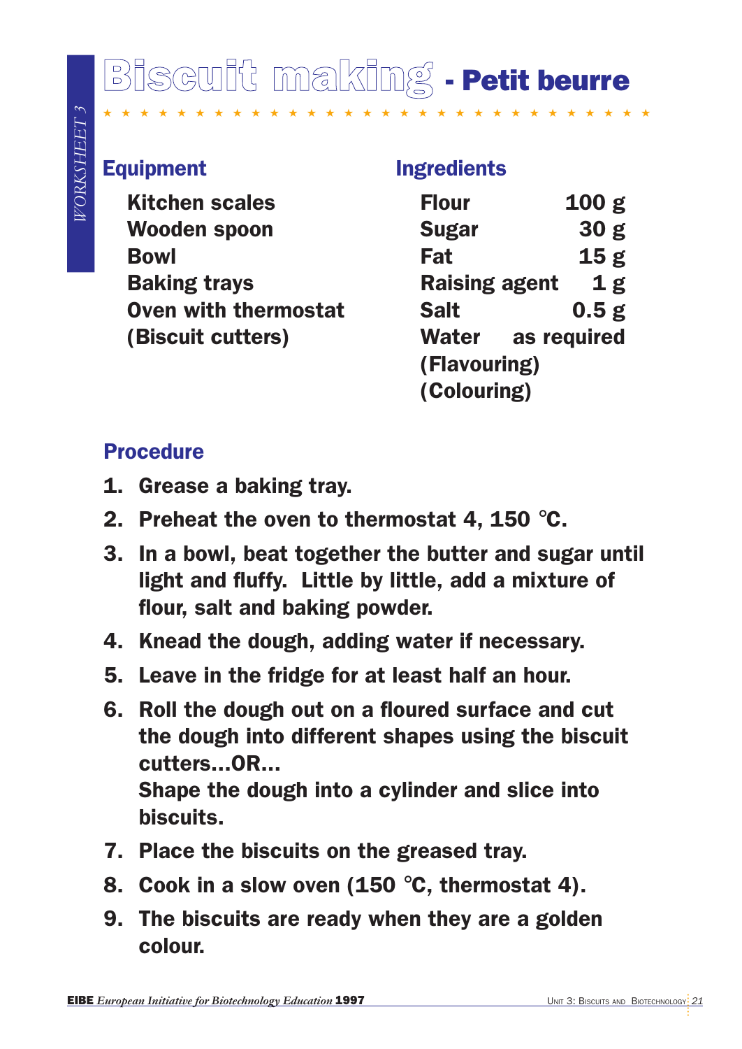# Biscuit making - Petit beurre

★ ★ ★ ★ ★ ★ ★ ★ ★ ★ ★ ★ ★ ★ ★ ★ ★ ★ ★ ★ ★ ★ ★ ★ ★ ★ ★ ★ ★ ★ ★

## Equipment

- Kitchen scales
- Wooden spoon
- Bowl
- Baking trays
- Oven with thermostat
- (Biscuit cutters)

## Ingredients

| | |
|---|---|
| Flour | 100 g |
| Sugar | 30 g |
| Fat | 15 g |
| Raising agent | 1 g |
| Salt | 0.5 g |
| Water | as required |
| (Flavouring) | |
| (Colouring) | |

## Procedure

1. Grease a baking tray.
2. Preheat the oven to thermostat 4, 150 °C.
3. In a bowl, beat together the butter and sugar until light and fluffy. Little by little, add a mixture of flour, salt and baking powder.
4. Knead the dough, adding water if necessary.
5. Leave in the fridge for at least half an hour.
6. Roll the dough out on a floured surface and cut the dough into different shapes using the biscuit cutters...OR...
   Shape the dough into a cylinder and slice into biscuits.
7. Place the biscuits on the greased tray.
8. Cook in a slow oven (150 °C, thermostat 4).
9. The biscuits are ready when they are a golden colour.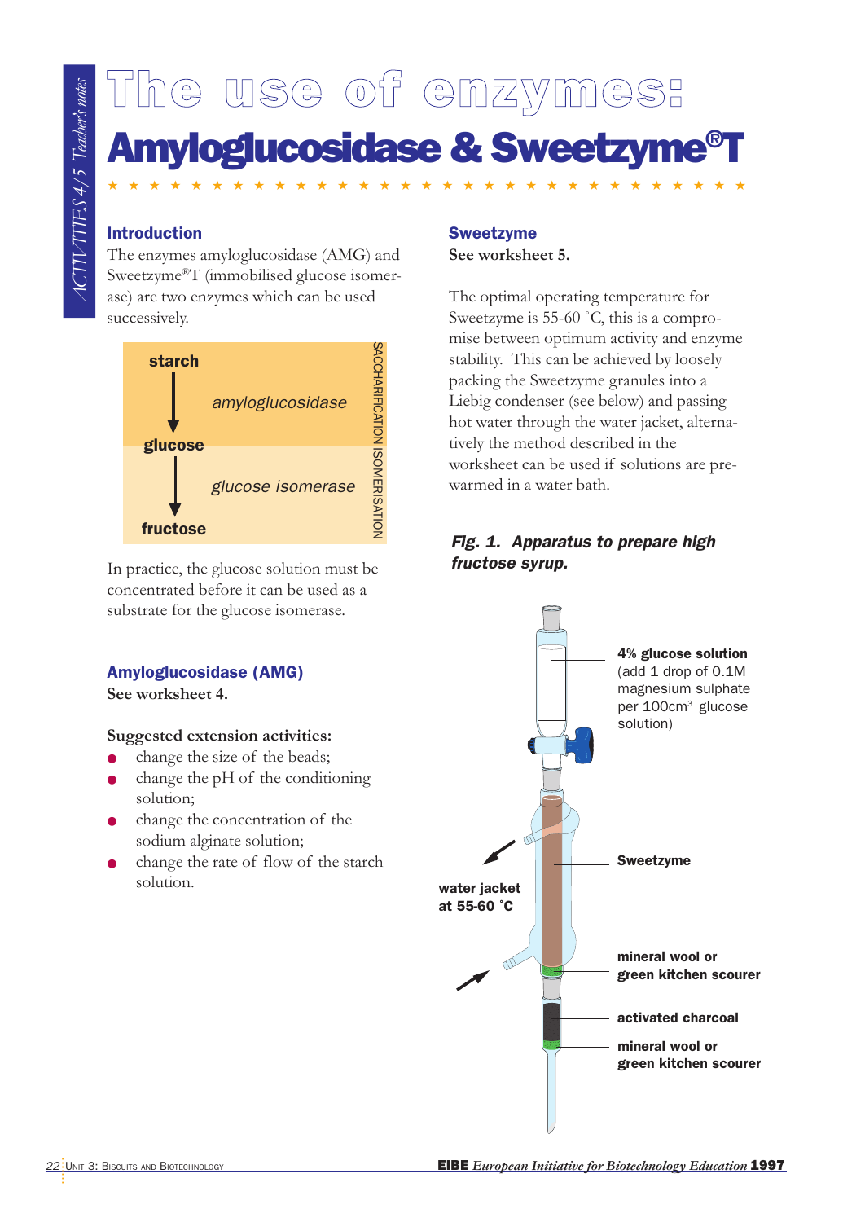# The use of enzymes:

# Amyloglucosidase & Sweetzyme®T

## Introduction

The enzymes amyloglucosidase (AMG) and Sweetzyme®T (immobilised glucose isomerase) are two enzymes which can be used successively.

starch → *amyloglucosidase* → glucose (SACCHARIFICATION)

glucose → *glucose isomerase* → fructose (ISOMERISATION)

In practice, the glucose solution must be concentrated before it can be used as a substrate for the glucose isomerase.

## Amyloglucosidase (AMG)

**See worksheet 4.**

**Suggested extension activities:**

- change the size of the beads;
- change the pH of the conditioning solution;
- change the concentration of the sodium alginate solution;
- change the rate of flow of the starch solution.

## Sweetzyme

**See worksheet 5.**

The optimal operating temperature for Sweetzyme is 55-60 °C, this is a compromise between optimum activity and enzyme stability. This can be achieved by loosely packing the Sweetzyme granules into a Liebig condenser (see below) and passing hot water through the water jacket, alternatively the method described in the worksheet can be used if solutions are pre-warmed in a water bath.

***Fig. 1. Apparatus to prepare high fructose syrup.***

**4% glucose solution** (add 1 drop of 0.1M magnesium sulphate per 100cm³ glucose solution)

**Sweetzyme**

**water jacket at 55-60 °C**

**mineral wool or green kitchen scourer**

**activated charcoal**

**mineral wool or green kitchen scourer**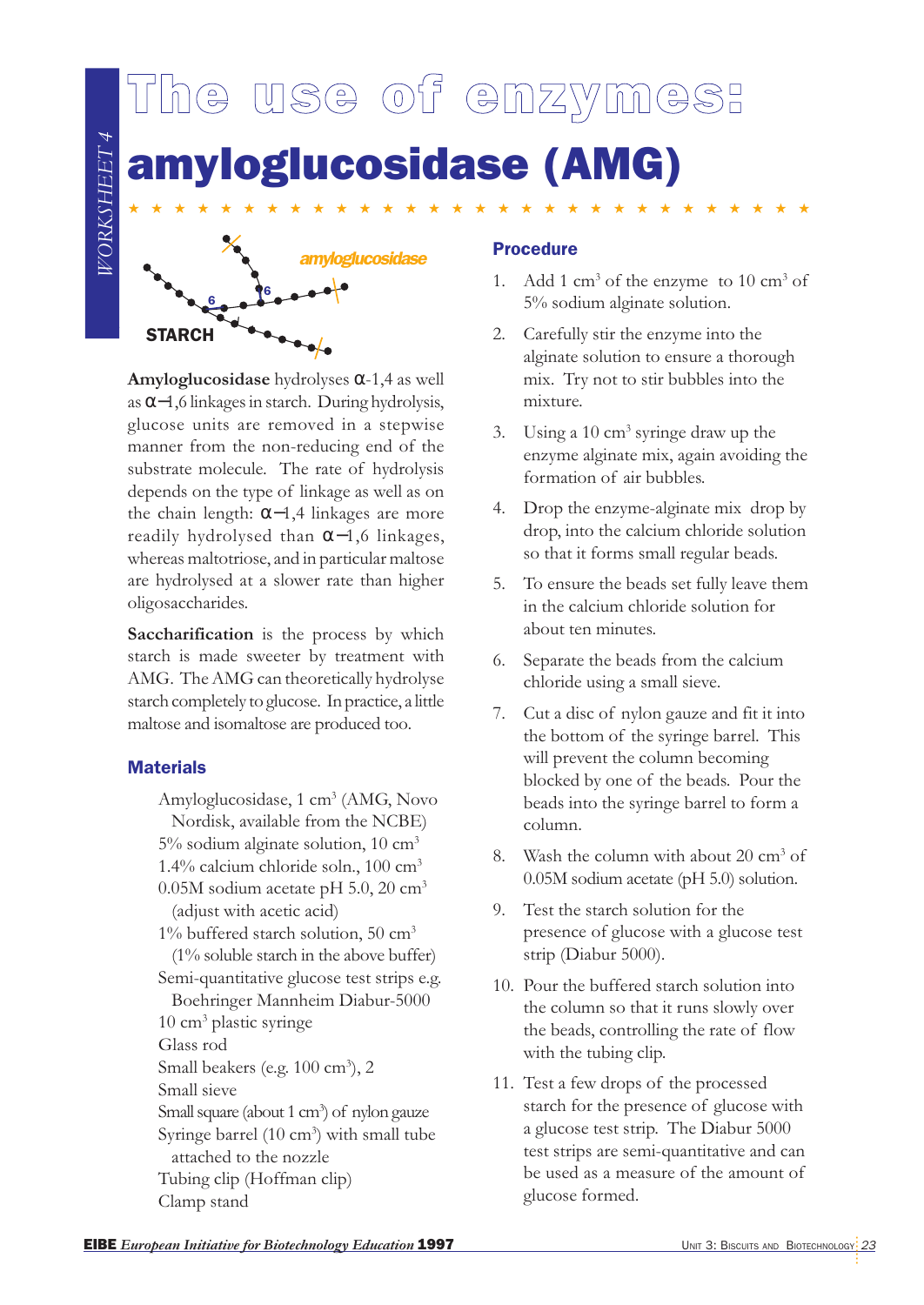# The use of enzymes: amyloglucosidase (AMG)

*WORKSHEET 4*

**Amyloglucosidase** hydrolyses α-1,4 as well as α-1,6 linkages in starch. During hydrolysis, glucose units are removed in a stepwise manner from the non-reducing end of the substrate molecule. The rate of hydrolysis depends on the type of linkage as well as on the chain length: α-1,4 linkages are more readily hydrolysed than α-1,6 linkages, whereas maltotriose, and in particular maltose are hydrolysed at a slower rate than higher oligosaccharides.

**Saccharification** is the process by which starch is made sweeter by treatment with AMG. The AMG can theoretically hydrolyse starch completely to glucose. In practice, a little maltose and isomaltose are produced too.

## Materials

- Amyloglucosidase, 1 $cm^3$ (AMG, Novo Nordisk, available from the NCBE)
- 5% sodium alginate solution, 10 $cm^3$
- 1.4% calcium chloride soln., 100 $cm^3$
- 0.05M sodium acetate pH 5.0, 20 $cm^3$ (adjust with acetic acid)
- 1% buffered starch solution, 50 $cm^3$ (1% soluble starch in the above buffer)
- Semi-quantitative glucose test strips e.g. Boehringer Mannheim Diabur-5000
- 10 $cm^3$ plastic syringe
- Glass rod
- Small beakers (e.g. 100 $cm^3$), 2
- Small sieve
- Small square (about 1 $cm^2$) of nylon gauze
- Syringe barrel (10 $cm^3$) with small tube attached to the nozzle
- Tubing clip (Hoffman clip)
- Clamp stand

## Procedure

1. Add 1 $cm^3$ of the enzyme to 10 $cm^3$ of 5% sodium alginate solution.
2. Carefully stir the enzyme into the alginate solution to ensure a thorough mix. Try not to stir bubbles into the mixture.
3. Using a 10 $cm^3$ syringe draw up the enzyme alginate mix, again avoiding the formation of air bubbles.
4. Drop the enzyme-alginate mix drop by drop, into the calcium chloride solution so that it forms small regular beads.
5. To ensure the beads set fully leave them in the calcium chloride solution for about ten minutes.
6. Separate the beads from the calcium chloride using a small sieve.
7. Cut a disc of nylon gauze and fit it into the bottom of the syringe barrel. This will prevent the column becoming blocked by one of the beads. Pour the beads into the syringe barrel to form a column.
8. Wash the column with about 20 $cm^3$ of 0.05M sodium acetate (pH 5.0) solution.
9. Test the starch solution for the presence of glucose with a glucose test strip (Diabur 5000).
10. Pour the buffered starch solution into the column so that it runs slowly over the beads, controlling the rate of flow with the tubing clip.
11. Test a few drops of the processed starch for the presence of glucose with a glucose test strip. The Diabur 5000 test strips are semi-quantitative and can be used as a measure of the amount of glucose formed.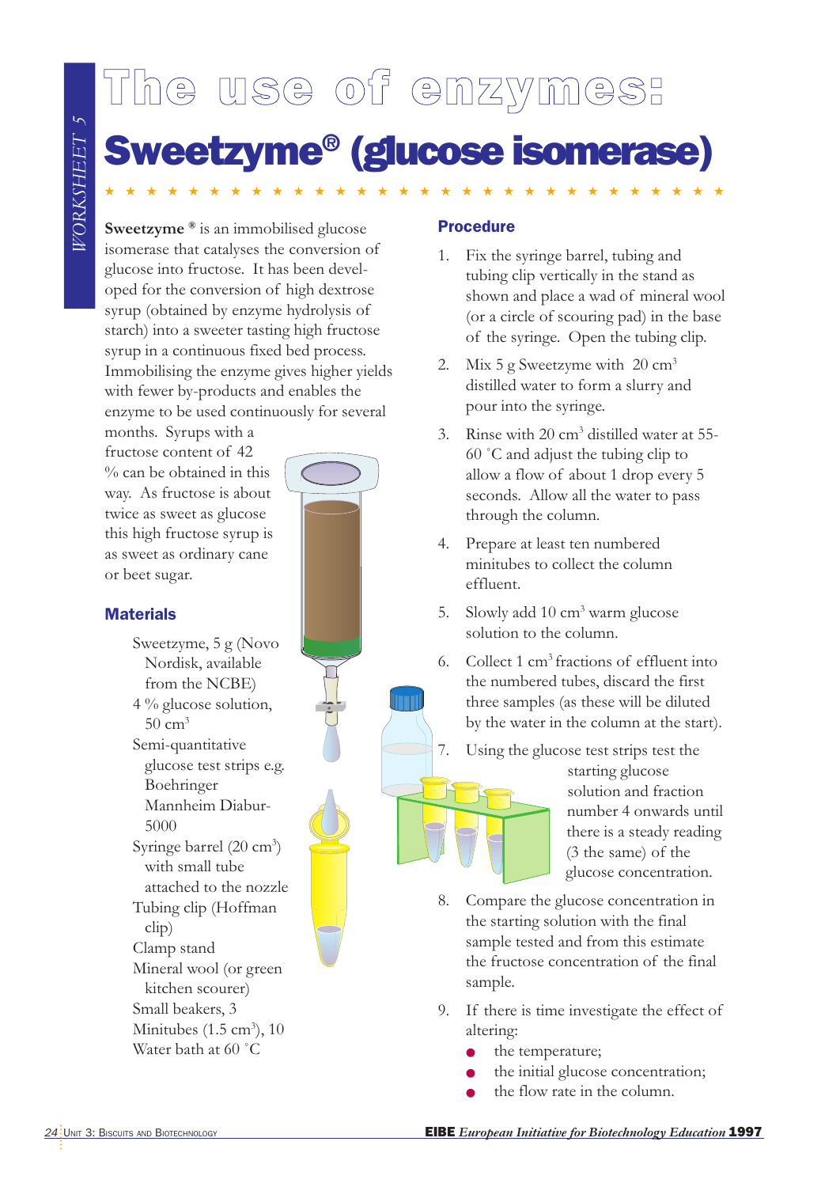# The use of enzymes:

# Sweetzyme® (glucose isomerase)

**Sweetzyme** ® is an immobilised glucose isomerase that catalyses the conversion of glucose into fructose. It has been developed for the conversion of high dextrose syrup (obtained by enzyme hydrolysis of starch) into a sweeter tasting high fructose syrup in a continuous fixed bed process. Immobilising the enzyme gives higher yields with fewer by-products and enables the enzyme to be used continuously for several months. Syrups with a fructose content of 42 % can be obtained in this way. As fructose is about twice as sweet as glucose this high fructose syrup is as sweet as ordinary cane or beet sugar.

## Materials

- Sweetzyme, 5 g (Novo Nordisk, available from the NCBE)
- 4 % glucose solution, 50 $cm^3$
- Semi-quantitative glucose test strips e.g. Boehringer Mannheim Diabur-5000
- Syringe barrel (20 $cm^3$) with small tube attached to the nozzle
- Tubing clip (Hoffman clip)
- Clamp stand
- Mineral wool (or green kitchen scourer)
- Small beakers, 3
- Minitubes (1.5 $cm^3$), 10
- Water bath at 60 ˚C

## Procedure

1. Fix the syringe barrel, tubing and tubing clip vertically in the stand as shown and place a wad of mineral wool (or a circle of scouring pad) in the base of the syringe. Open the tubing clip.
2. Mix 5 g Sweetzyme with 20 $cm^3$ distilled water to form a slurry and pour into the syringe.
3. Rinse with 20 $cm^3$ distilled water at 55-60 ˚C and adjust the tubing clip to allow a flow of about 1 drop every 5 seconds. Allow all the water to pass through the column.
4. Prepare at least ten numbered minitubes to collect the column effluent.
5. Slowly add 10 $cm^3$ warm glucose solution to the column.
6. Collect 1 $cm^3$ fractions of effluent into the numbered tubes, discard the first three samples (as these will be diluted by the water in the column at the start).
7. Using the glucose test strips test the starting glucose solution and fraction number 4 onwards until there is a steady reading (3 the same) of the glucose concentration.
8. Compare the glucose concentration in the starting solution with the final sample tested and from this estimate the fructose concentration of the final sample.
9. If there is time investigate the effect of altering:
   - the temperature;
   - the initial glucose concentration;
   - the flow rate in the column.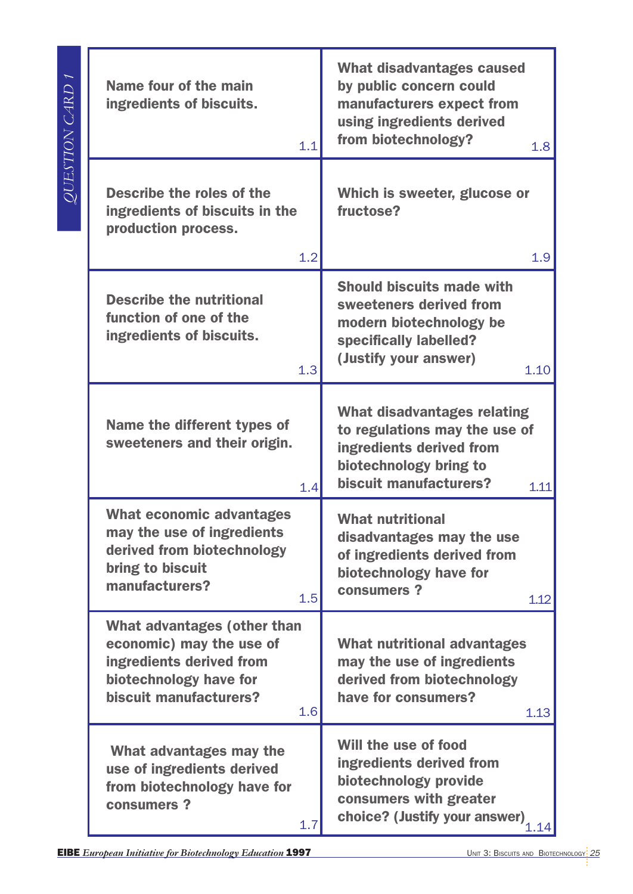## QUESTION CARD 1

| | |
|---|---|
| Name four of the main ingredients of biscuits. 1.1 | What disadvantages caused by public concern could manufacturers expect from using ingredients derived from biotechnology? 1.8 |
| Describe the roles of the ingredients of biscuits in the production process. 1.2 | Which is sweeter, glucose or fructose? 1.9 |
| Describe the nutritional function of one of the ingredients of biscuits. 1.3 | Should biscuits made with sweeteners derived from modern biotechnology be specifically labelled? (Justify your answer) 1.10 |
| Name the different types of sweeteners and their origin. 1.4 | What disadvantages relating to regulations may the use of ingredients derived from biotechnology bring to biscuit manufacturers? 1.11 |
| What economic advantages may the use of ingredients derived from biotechnology bring to biscuit manufacturers? 1.5 | What nutritional disadvantages may the use of ingredients derived from biotechnology have for consumers ? 1.12 |
| What advantages (other than economic) may the use of ingredients derived from biotechnology have for biscuit manufacturers? 1.6 | What nutritional advantages may the use of ingredients derived from biotechnology have for consumers? 1.13 |
| What advantages may the use of ingredients derived from biotechnology have for consumers ? 1.7 | Will the use of food ingredients derived from biotechnology provide consumers with greater choice? (Justify your answer) 1.14 |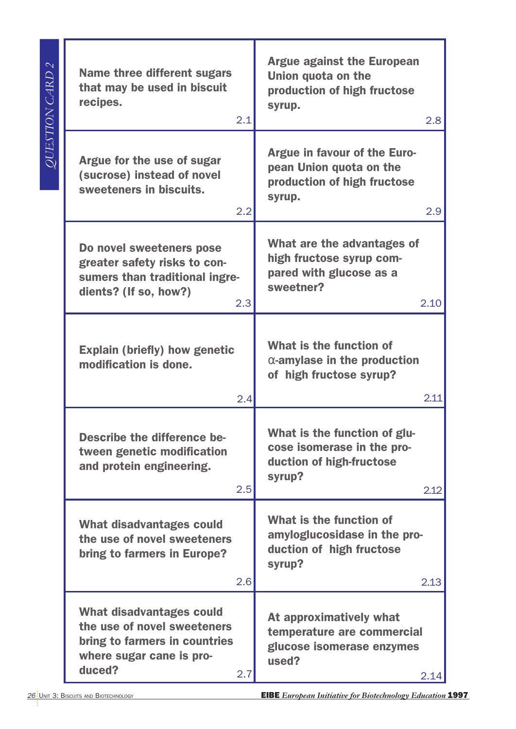*QUESTION CARD 2*

| | |
|---|---|
| **Name three different sugars that may be used in biscuit recipes.** 2.1 | **Argue against the European Union quota on the production of high fructose syrup.** 2.8 |
| **Argue for the use of sugar (sucrose) instead of novel sweeteners in biscuits.** 2.2 | **Argue in favour of the European Union quota on the production of high fructose syrup.** 2.9 |
| **Do novel sweeteners pose greater safety risks to consumers than traditional ingredients? (If so, how?)** 2.3 | **What are the advantages of high fructose syrup compared with glucose as a sweetner?** 2.10 |
| **Explain (briefly) how genetic modification is done.** 2.4 | **What is the function of α-amylase in the production of high fructose syrup?** 2.11 |
| **Describe the difference between genetic modification and protein engineering.** 2.5 | **What is the function of glucose isomerase in the production of high-fructose syrup?** 2.12 |
| **What disadvantages could the use of novel sweeteners bring to farmers in Europe?** 2.6 | **What is the function of amyloglucosidase in the production of high fructose syrup?** 2.13 |
| **What disadvantages could the use of novel sweeteners bring to farmers in countries where sugar cane is produced?** 2.7 | **At approximatively what temperature are commercial glucose isomerase enzymes used?** 2.14 |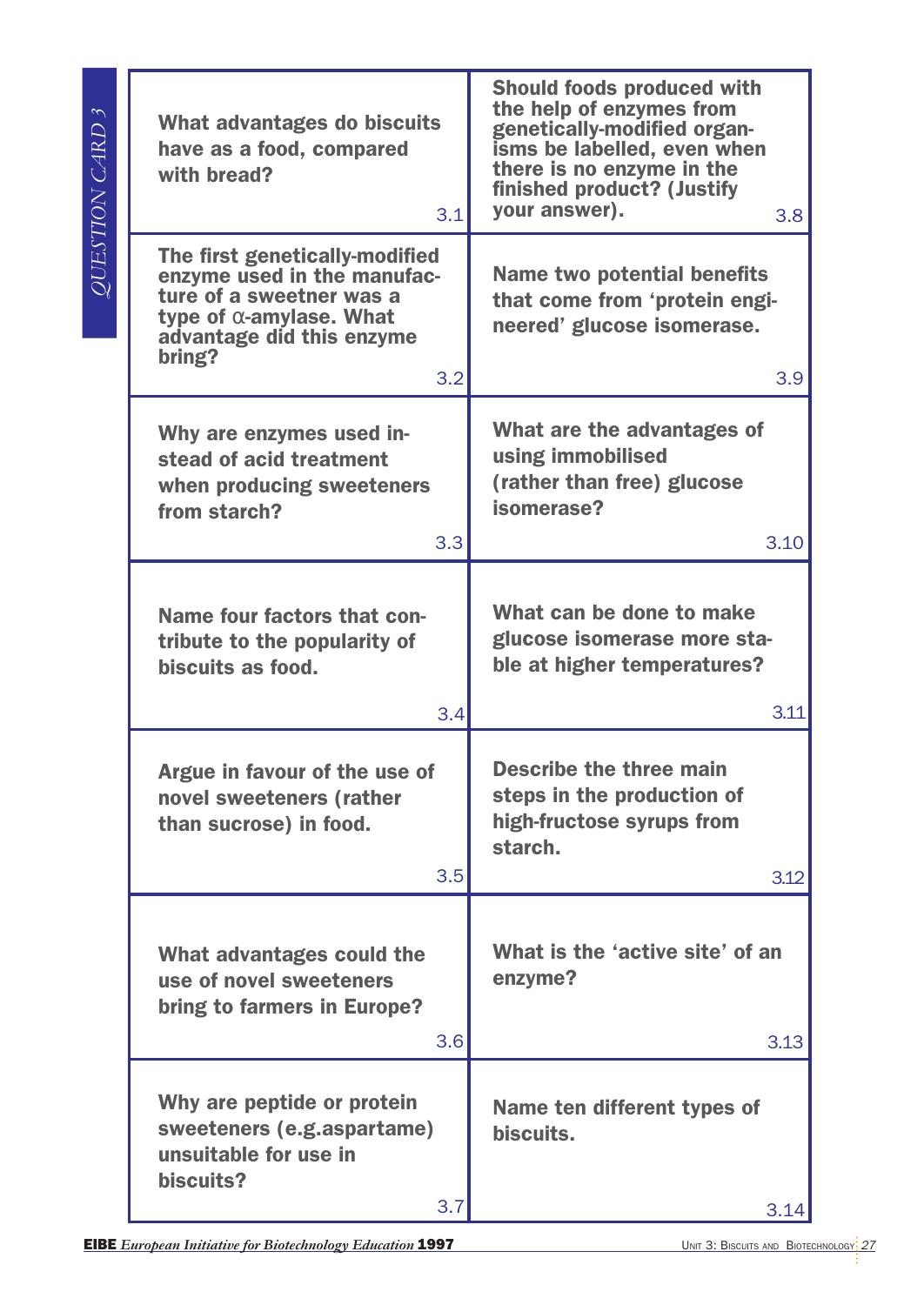# QUESTION CARD 3

What advantages do biscuits have as a food, compared with bread? 3.1

The first genetically-modified enzyme used in the manufacture of a sweetner was a type of α-amylase. What advantage did this enzyme bring? 3.2

Why are enzymes used instead of acid treatment when producing sweeteners from starch? 3.3

Name four factors that contribute to the popularity of biscuits as food. 3.4

Argue in favour of the use of novel sweeteners (rather than sucrose) in food. 3.5

What advantages could the use of novel sweeteners bring to farmers in Europe? 3.6

Why are peptide or protein sweeteners (e.g.aspartame) unsuitable for use in biscuits? 3.7

Should foods produced with the help of enzymes from genetically-modified organisms be labelled, even when there is no enzyme in the finished product? (Justify your answer). 3.8

Name two potential benefits that come from 'protein engineered' glucose isomerase. 3.9

What are the advantages of using immobilised (rather than free) glucose isomerase? 3.10

What can be done to make glucose isomerase more stable at higher temperatures? 3.11

Describe the three main steps in the production of high-fructose syrups from starch. 3.12

What is the 'active site' of an enzyme? 3.13

Name ten different types of biscuits. 3.14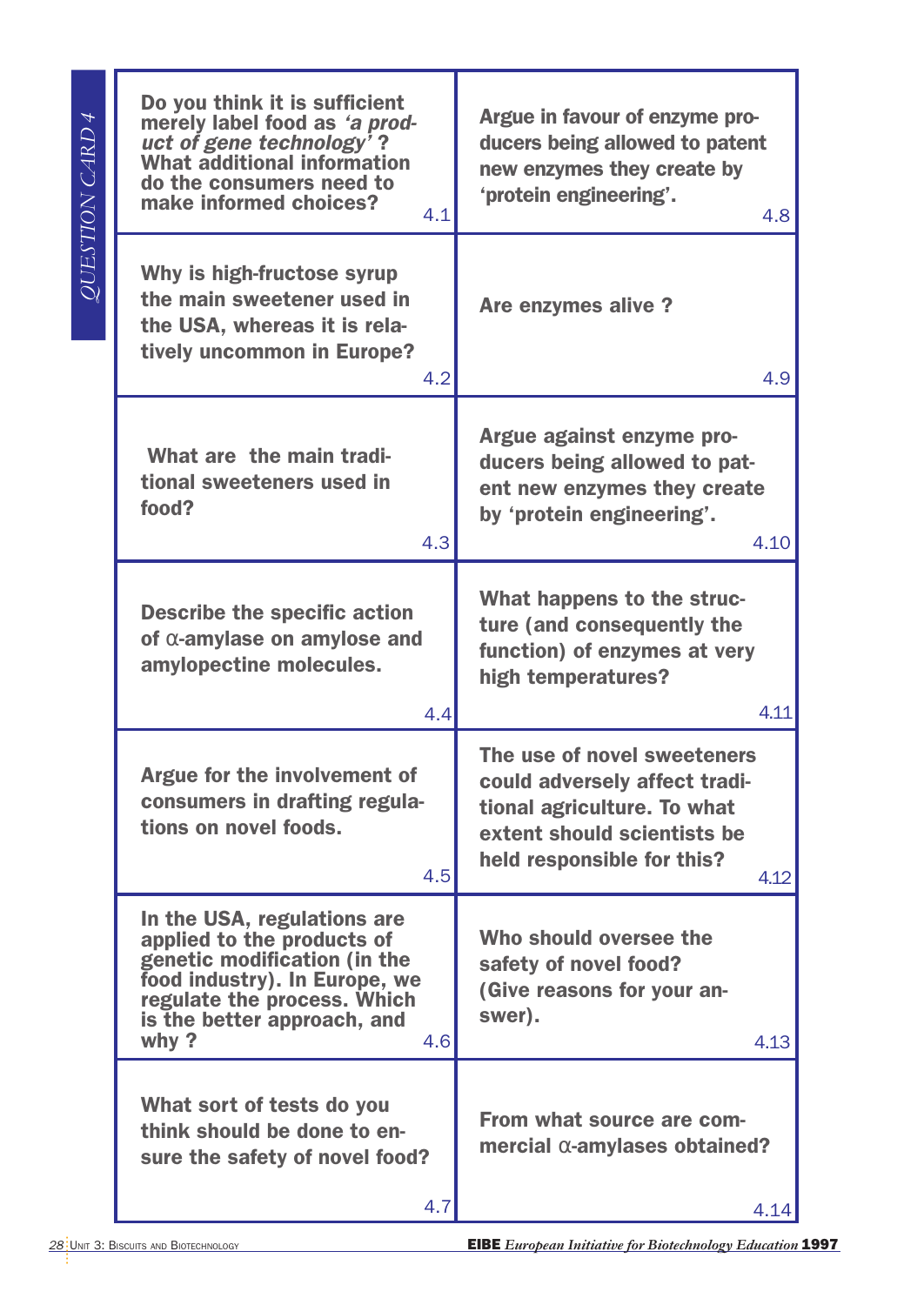# QUESTION CARD 4

| | |
|---|---|
| Do you think it is sufficient merely label food as *'a product of gene technology'* ? What additional information do the consumers need to make informed choices? 4.1 | Argue in favour of enzyme producers being allowed to patent new enzymes they create by 'protein engineering'. 4.8 |
| Why is high-fructose syrup the main sweetener used in the USA, whereas it is relatively uncommon in Europe? 4.2 | Are enzymes alive ? 4.9 |
| What are the main traditional sweeteners used in food? 4.3 | Argue against enzyme producers being allowed to patent new enzymes they create by 'protein engineering'. 4.10 |
| Describe the specific action of $\alpha$-amylase on amylose and amylopectine molecules. 4.4 | What happens to the structure (and consequently the function) of enzymes at very high temperatures? 4.11 |
| Argue for the involvement of consumers in drafting regulations on novel foods. 4.5 | The use of novel sweeteners could adversely affect traditional agriculture. To what extent should scientists be held responsible for this? 4.12 |
| In the USA, regulations are applied to the products of genetic modification (in the food industry). In Europe, we regulate the process. Which is the better approach, and why ? 4.6 | Who should oversee the safety of novel food? (Give reasons for your answer). 4.13 |
| What sort of tests do you think should be done to ensure the safety of novel food? 4.7 | From what source are commercial $\alpha$-amylases obtained? 4.14 |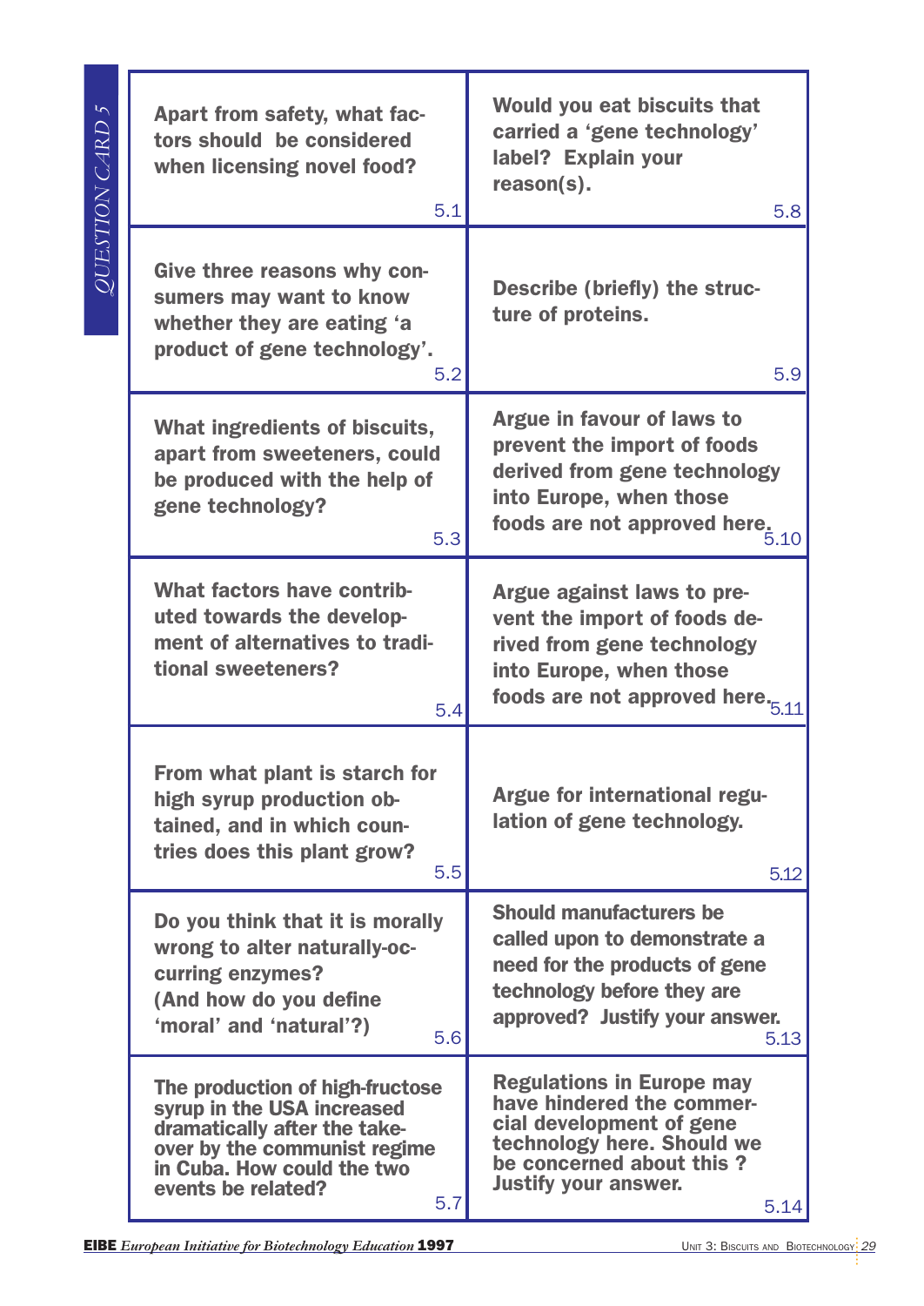# QUESTION CARD 5

| | |
|---|---|
| Apart from safety, what factors should be considered when licensing novel food? 5.1 | Would you eat biscuits that carried a 'gene technology' label? Explain your reason(s). 5.8 |
| Give three reasons why consumers may want to know whether they are eating 'a product of gene technology'. 5.2 | Describe (briefly) the structure of proteins. 5.9 |
| What ingredients of biscuits, apart from sweeteners, could be produced with the help of gene technology? 5.3 | Argue in favour of laws to prevent the import of foods derived from gene technology into Europe, when those foods are not approved here. 5.10 |
| What factors have contributed towards the development of alternatives to traditional sweeteners? 5.4 | Argue against laws to prevent the import of foods derived from gene technology into Europe, when those foods are not approved here. 5.11 |
| From what plant is starch for high syrup production obtained, and in which countries does this plant grow? 5.5 | Argue for international regulation of gene technology. 5.12 |
| Do you think that it is morally wrong to alter naturally-occurring enzymes? (And how do you define 'moral' and 'natural'?) 5.6 | Should manufacturers be called upon to demonstrate a need for the products of gene technology before they are approved? Justify your answer. 5.13 |
| The production of high-fructose syrup in the USA increased dramatically after the takeover by the communist regime in Cuba. How could the two events be related? 5.7 | Regulations in Europe may have hindered the commercial development of gene technology here. Should we be concerned about this ? Justify your answer. 5.14 |